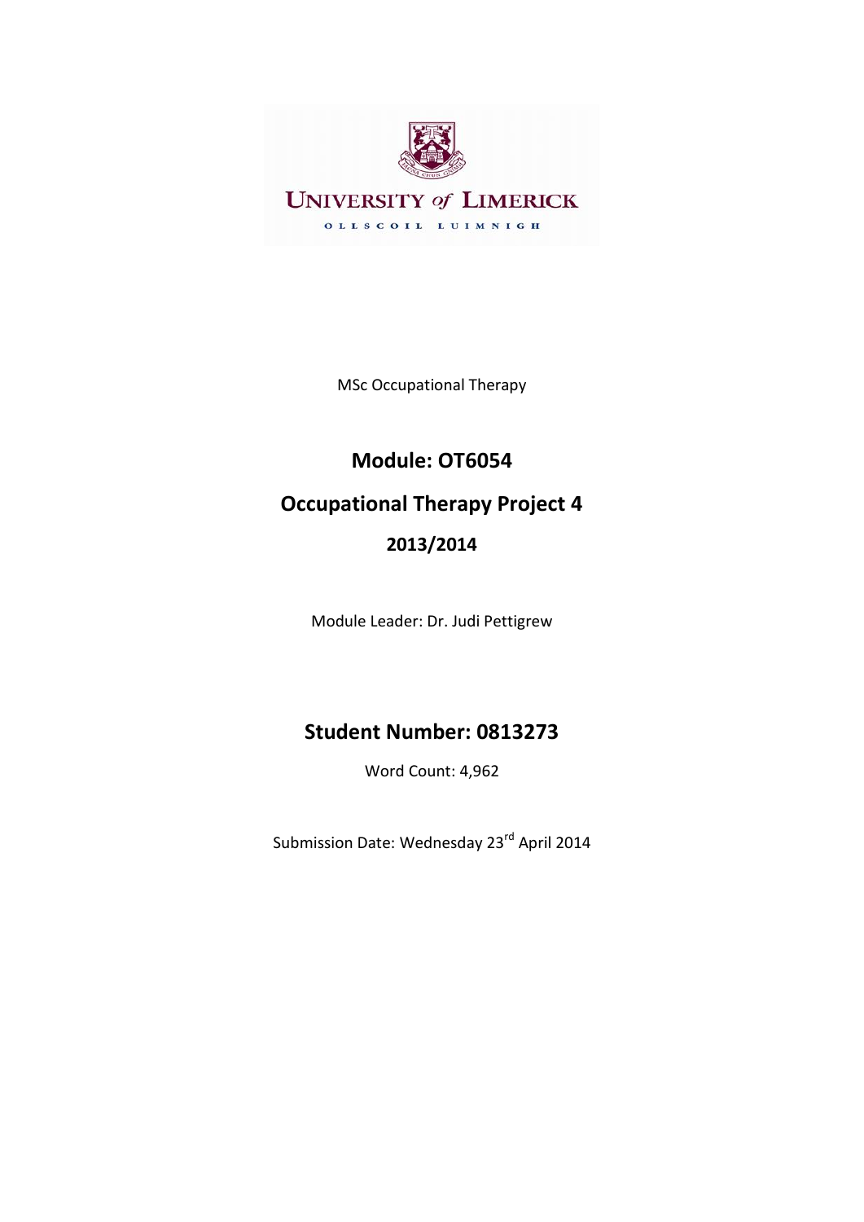UNIVERSITY of LIMERICK

OLLSCOIL LUIMNIGH

MSc Occupational Therapy

## Module: OT6054

## Occupational Therapy Project 4

### 2013/2014

Module Leader: Dr. Judi Pettigrew

## Student Number: 0813273

Word Count: 4,962

Submission Date: Wednesday 23rd April 2014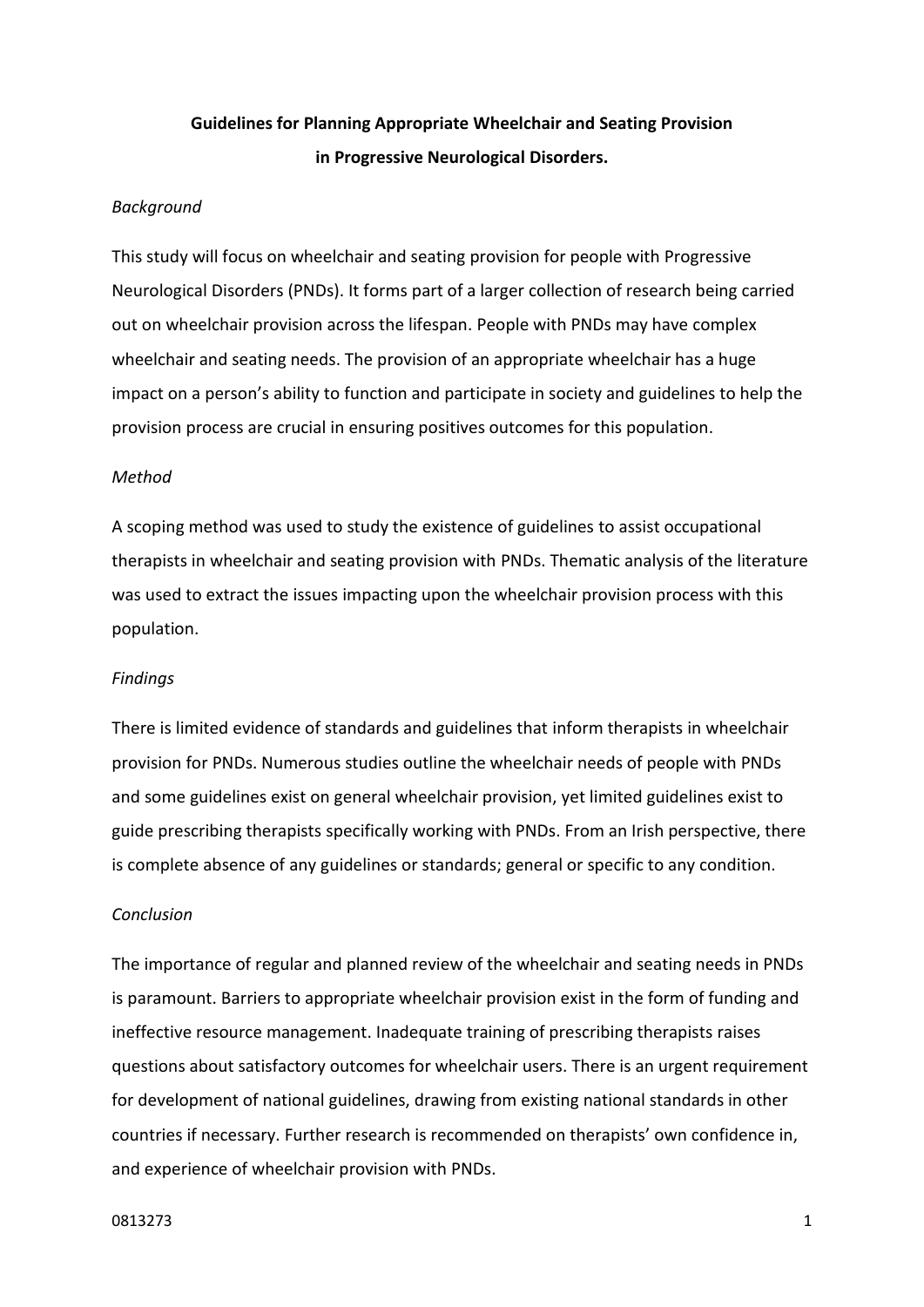**Guidelines for Planning Appropriate Wheelchair and Seating Provision in Progressive Neurological Disorders.**

*Background*

This study will focus on wheelchair and seating provision for people with Progressive Neurological Disorders (PNDs). It forms part of a larger collection of research being carried out on wheelchair provision across the lifespan. People with PNDs may have complex wheelchair and seating needs. The provision of an appropriate wheelchair has a huge impact on a person's ability to function and participate in society and guidelines to help the provision process are crucial in ensuring positives outcomes for this population.

*Method*

A scoping method was used to study the existence of guidelines to assist occupational therapists in wheelchair and seating provision with PNDs. Thematic analysis of the literature was used to extract the issues impacting upon the wheelchair provision process with this population.

*Findings*

There is limited evidence of standards and guidelines that inform therapists in wheelchair provision for PNDs. Numerous studies outline the wheelchair needs of people with PNDs and some guidelines exist on general wheelchair provision, yet limited guidelines exist to guide prescribing therapists specifically working with PNDs. From an Irish perspective, there is complete absence of any guidelines or standards; general or specific to any condition.

*Conclusion*

The importance of regular and planned review of the wheelchair and seating needs in PNDs is paramount. Barriers to appropriate wheelchair provision exist in the form of funding and ineffective resource management. Inadequate training of prescribing therapists raises questions about satisfactory outcomes for wheelchair users. There is an urgent requirement for development of national guidelines, drawing from existing national standards in other countries if necessary. Further research is recommended on therapists' own confidence in, and experience of wheelchair provision with PNDs.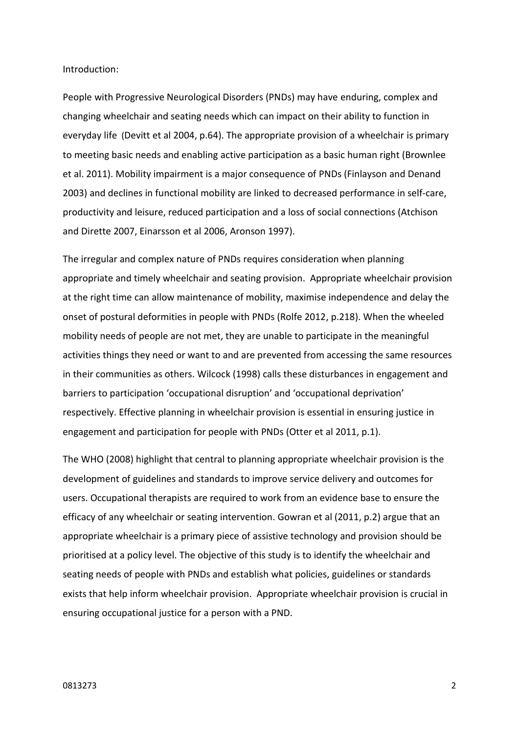Introduction:

People with Progressive Neurological Disorders (PNDs) may have enduring, complex and changing wheelchair and seating needs which can impact on their ability to function in everyday life (Devitt et al 2004, p.64). The appropriate provision of a wheelchair is primary to meeting basic needs and enabling active participation as a basic human right (Brownlee et al. 2011). Mobility impairment is a major consequence of PNDs (Finlayson and Denand 2003) and declines in functional mobility are linked to decreased performance in self-care, productivity and leisure, reduced participation and a loss of social connections (Atchison and Dirette 2007, Einarsson et al 2006, Aronson 1997).

The irregular and complex nature of PNDs requires consideration when planning appropriate and timely wheelchair and seating provision. Appropriate wheelchair provision at the right time can allow maintenance of mobility, maximise independence and delay the onset of postural deformities in people with PNDs (Rolfe 2012, p.218). When the wheeled mobility needs of people are not met, they are unable to participate in the meaningful activities things they need or want to and are prevented from accessing the same resources in their communities as others. Wilcock (1998) calls these disturbances in engagement and barriers to participation 'occupational disruption' and 'occupational deprivation' respectively. Effective planning in wheelchair provision is essential in ensuring justice in engagement and participation for people with PNDs (Otter et al 2011, p.1).

The WHO (2008) highlight that central to planning appropriate wheelchair provision is the development of guidelines and standards to improve service delivery and outcomes for users. Occupational therapists are required to work from an evidence base to ensure the efficacy of any wheelchair or seating intervention. Gowran et al (2011, p.2) argue that an appropriate wheelchair is a primary piece of assistive technology and provision should be prioritised at a policy level. The objective of this study is to identify the wheelchair and seating needs of people with PNDs and establish what policies, guidelines or standards exists that help inform wheelchair provision. Appropriate wheelchair provision is crucial in ensuring occupational justice for a person with a PND.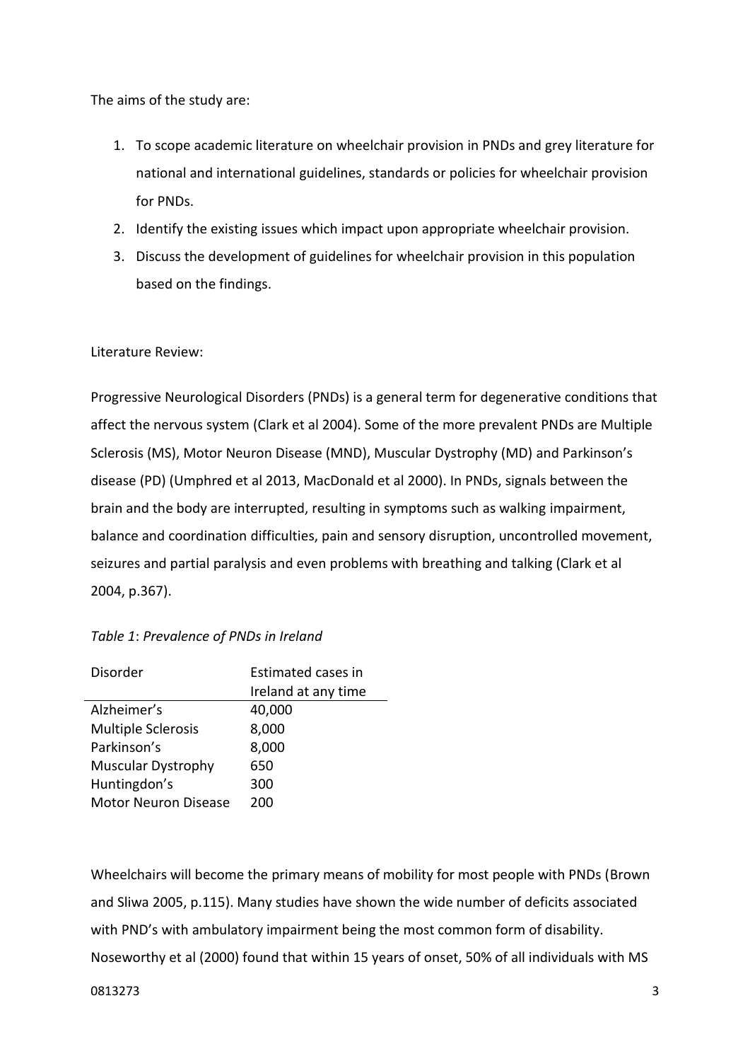The aims of the study are:

1. To scope academic literature on wheelchair provision in PNDs and grey literature for national and international guidelines, standards or policies for wheelchair provision for PNDs.
2. Identify the existing issues which impact upon appropriate wheelchair provision.
3. Discuss the development of guidelines for wheelchair provision in this population based on the findings.

Literature Review:

Progressive Neurological Disorders (PNDs) is a general term for degenerative conditions that affect the nervous system (Clark et al 2004). Some of the more prevalent PNDs are Multiple Sclerosis (MS), Motor Neuron Disease (MND), Muscular Dystrophy (MD) and Parkinson's disease (PD) (Umphred et al 2013, MacDonald et al 2000). In PNDs, signals between the brain and the body are interrupted, resulting in symptoms such as walking impairment, balance and coordination difficulties, pain and sensory disruption, uncontrolled movement, seizures and partial paralysis and even problems with breathing and talking (Clark et al 2004, p.367).

*Table 1*: *Prevalence of PNDs in Ireland*

| Disorder | Estimated cases in Ireland at any time |
| --- | --- |
| Alzheimer's | 40,000 |
| Multiple Sclerosis | 8,000 |
| Parkinson's | 8,000 |
| Muscular Dystrophy | 650 |
| Huntingdon's | 300 |
| Motor Neuron Disease | 200 |

Wheelchairs will become the primary means of mobility for most people with PNDs (Brown and Sliwa 2005, p.115). Many studies have shown the wide number of deficits associated with PND's with ambulatory impairment being the most common form of disability. Noseworthy et al (2000) found that within 15 years of onset, 50% of all individuals with MS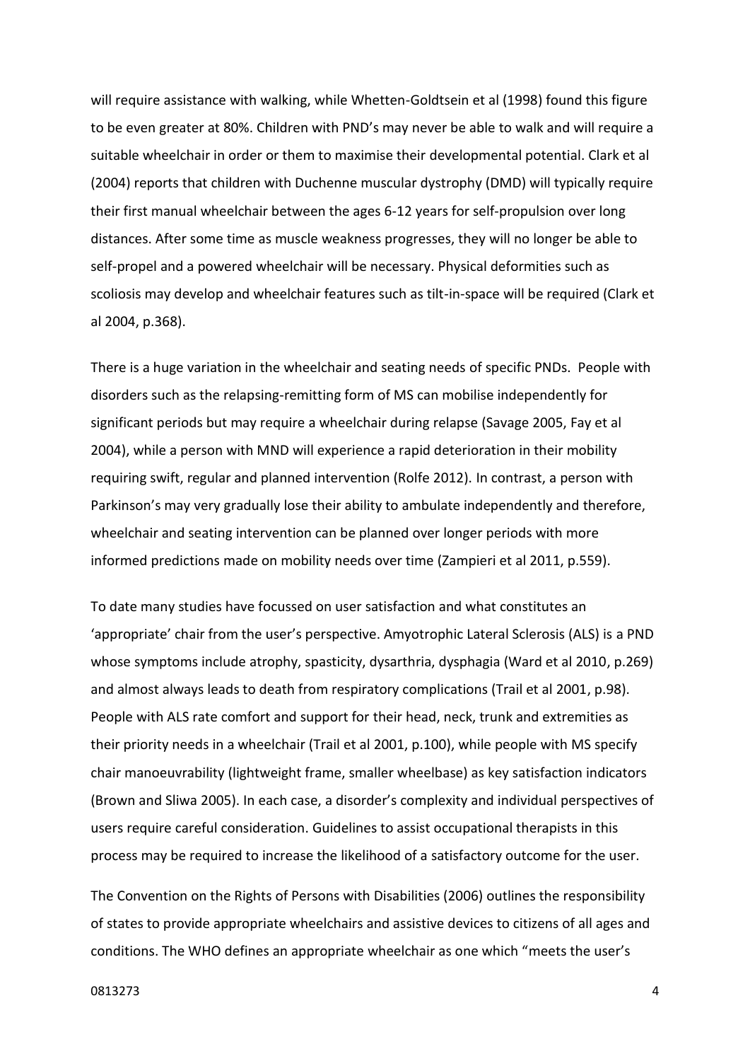will require assistance with walking, while Whetten-Goldtsein et al (1998) found this figure to be even greater at 80%. Children with PND's may never be able to walk and will require a suitable wheelchair in order or them to maximise their developmental potential. Clark et al (2004) reports that children with Duchenne muscular dystrophy (DMD) will typically require their first manual wheelchair between the ages 6-12 years for self-propulsion over long distances. After some time as muscle weakness progresses, they will no longer be able to self-propel and a powered wheelchair will be necessary. Physical deformities such as scoliosis may develop and wheelchair features such as tilt-in-space will be required (Clark et al 2004, p.368).

There is a huge variation in the wheelchair and seating needs of specific PNDs. People with disorders such as the relapsing-remitting form of MS can mobilise independently for significant periods but may require a wheelchair during relapse (Savage 2005, Fay et al 2004), while a person with MND will experience a rapid deterioration in their mobility requiring swift, regular and planned intervention (Rolfe 2012). In contrast, a person with Parkinson's may very gradually lose their ability to ambulate independently and therefore, wheelchair and seating intervention can be planned over longer periods with more informed predictions made on mobility needs over time (Zampieri et al 2011, p.559).

To date many studies have focussed on user satisfaction and what constitutes an 'appropriate' chair from the user's perspective. Amyotrophic Lateral Sclerosis (ALS) is a PND whose symptoms include atrophy, spasticity, dysarthria, dysphagia (Ward et al 2010, p.269) and almost always leads to death from respiratory complications (Trail et al 2001, p.98). People with ALS rate comfort and support for their head, neck, trunk and extremities as their priority needs in a wheelchair (Trail et al 2001, p.100), while people with MS specify chair manoeuvrability (lightweight frame, smaller wheelbase) as key satisfaction indicators (Brown and Sliwa 2005). In each case, a disorder's complexity and individual perspectives of users require careful consideration. Guidelines to assist occupational therapists in this process may be required to increase the likelihood of a satisfactory outcome for the user.

The Convention on the Rights of Persons with Disabilities (2006) outlines the responsibility of states to provide appropriate wheelchairs and assistive devices to citizens of all ages and conditions. The WHO defines an appropriate wheelchair as one which "meets the user's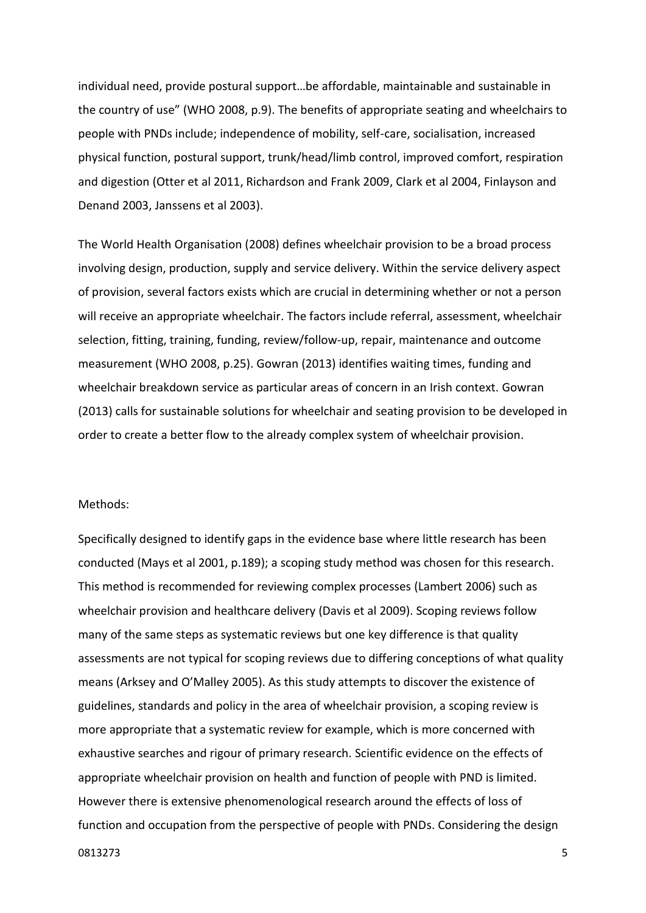individual need, provide postural support…be affordable, maintainable and sustainable in the country of use" (WHO 2008, p.9). The benefits of appropriate seating and wheelchairs to people with PNDs include; independence of mobility, self-care, socialisation, increased physical function, postural support, trunk/head/limb control, improved comfort, respiration and digestion (Otter et al 2011, Richardson and Frank 2009, Clark et al 2004, Finlayson and Denand 2003, Janssens et al 2003).

The World Health Organisation (2008) defines wheelchair provision to be a broad process involving design, production, supply and service delivery. Within the service delivery aspect of provision, several factors exists which are crucial in determining whether or not a person will receive an appropriate wheelchair. The factors include referral, assessment, wheelchair selection, fitting, training, funding, review/follow-up, repair, maintenance and outcome measurement (WHO 2008, p.25). Gowran (2013) identifies waiting times, funding and wheelchair breakdown service as particular areas of concern in an Irish context. Gowran (2013) calls for sustainable solutions for wheelchair and seating provision to be developed in order to create a better flow to the already complex system of wheelchair provision.

Methods:

Specifically designed to identify gaps in the evidence base where little research has been conducted (Mays et al 2001, p.189); a scoping study method was chosen for this research. This method is recommended for reviewing complex processes (Lambert 2006) such as wheelchair provision and healthcare delivery (Davis et al 2009). Scoping reviews follow many of the same steps as systematic reviews but one key difference is that quality assessments are not typical for scoping reviews due to differing conceptions of what quality means (Arksey and O'Malley 2005). As this study attempts to discover the existence of guidelines, standards and policy in the area of wheelchair provision, a scoping review is more appropriate that a systematic review for example, which is more concerned with exhaustive searches and rigour of primary research. Scientific evidence on the effects of appropriate wheelchair provision on health and function of people with PND is limited. However there is extensive phenomenological research around the effects of loss of function and occupation from the perspective of people with PNDs. Considering the design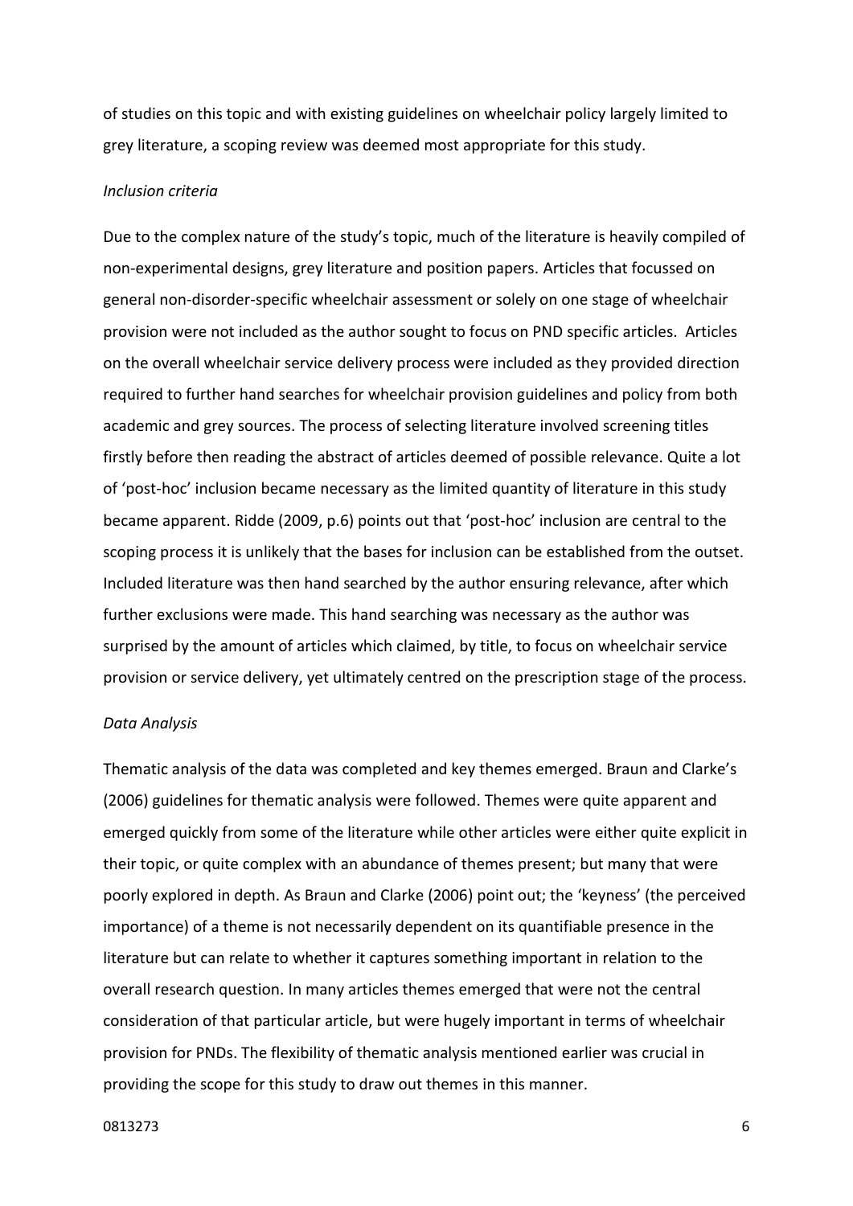of studies on this topic and with existing guidelines on wheelchair policy largely limited to grey literature, a scoping review was deemed most appropriate for this study.

*Inclusion criteria*

Due to the complex nature of the study's topic, much of the literature is heavily compiled of non-experimental designs, grey literature and position papers. Articles that focussed on general non-disorder-specific wheelchair assessment or solely on one stage of wheelchair provision were not included as the author sought to focus on PND specific articles. Articles on the overall wheelchair service delivery process were included as they provided direction required to further hand searches for wheelchair provision guidelines and policy from both academic and grey sources. The process of selecting literature involved screening titles firstly before then reading the abstract of articles deemed of possible relevance. Quite a lot of 'post-hoc' inclusion became necessary as the limited quantity of literature in this study became apparent. Ridde (2009, p.6) points out that 'post-hoc' inclusion are central to the scoping process it is unlikely that the bases for inclusion can be established from the outset. Included literature was then hand searched by the author ensuring relevance, after which further exclusions were made. This hand searching was necessary as the author was surprised by the amount of articles which claimed, by title, to focus on wheelchair service provision or service delivery, yet ultimately centred on the prescription stage of the process.

*Data Analysis*

Thematic analysis of the data was completed and key themes emerged. Braun and Clarke's (2006) guidelines for thematic analysis were followed. Themes were quite apparent and emerged quickly from some of the literature while other articles were either quite explicit in their topic, or quite complex with an abundance of themes present; but many that were poorly explored in depth. As Braun and Clarke (2006) point out; the 'keyness' (the perceived importance) of a theme is not necessarily dependent on its quantifiable presence in the literature but can relate to whether it captures something important in relation to the overall research question. In many articles themes emerged that were not the central consideration of that particular article, but were hugely important in terms of wheelchair provision for PNDs. The flexibility of thematic analysis mentioned earlier was crucial in providing the scope for this study to draw out themes in this manner.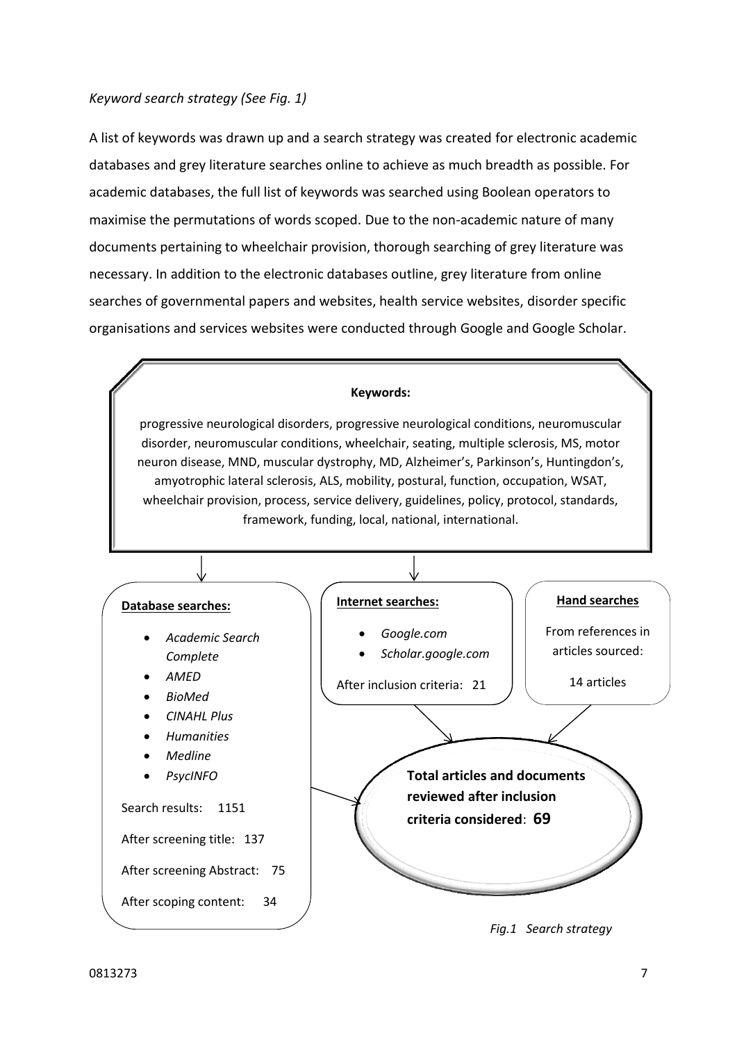*Keyword search strategy (See Fig. 1)*

A list of keywords was drawn up and a search strategy was created for electronic academic databases and grey literature searches online to achieve as much breadth as possible. For academic databases, the full list of keywords was searched using Boolean operators to maximise the permutations of words scoped. Due to the non-academic nature of many documents pertaining to wheelchair provision, thorough searching of grey literature was necessary. In addition to the electronic databases outline, grey literature from online searches of governmental papers and websites, health service websites, disorder specific organisations and services websites were conducted through Google and Google Scholar.

**Keywords:**

progressive neurological disorders, progressive neurological conditions, neuromuscular disorder, neuromuscular conditions, wheelchair, seating, multiple sclerosis, MS, motor neuron disease, MND, muscular dystrophy, MD, Alzheimer's, Parkinson's, Huntingdon's, amyotrophic lateral sclerosis, ALS, mobility, postural, function, occupation, WSAT, wheelchair provision, process, service delivery, guidelines, policy, protocol, standards, framework, funding, local, national, international.

**Database searches:**

- *Academic Search Complete*
- *AMED*
- *BioMed*
- *CINAHL Plus*
- *Humanities*
- *Medline*
- *PsycINFO*

Search results: 1151

After screening title: 137

After screening Abstract: 75

After scoping content: 34

**Internet searches:**

- *Google.com*
- *Scholar.google.com*

After inclusion criteria: 21

**Hand searches**

From references in articles sourced:

14 articles

**Total articles and documents reviewed after inclusion criteria considered**: **69**

*Fig.1 Search strategy*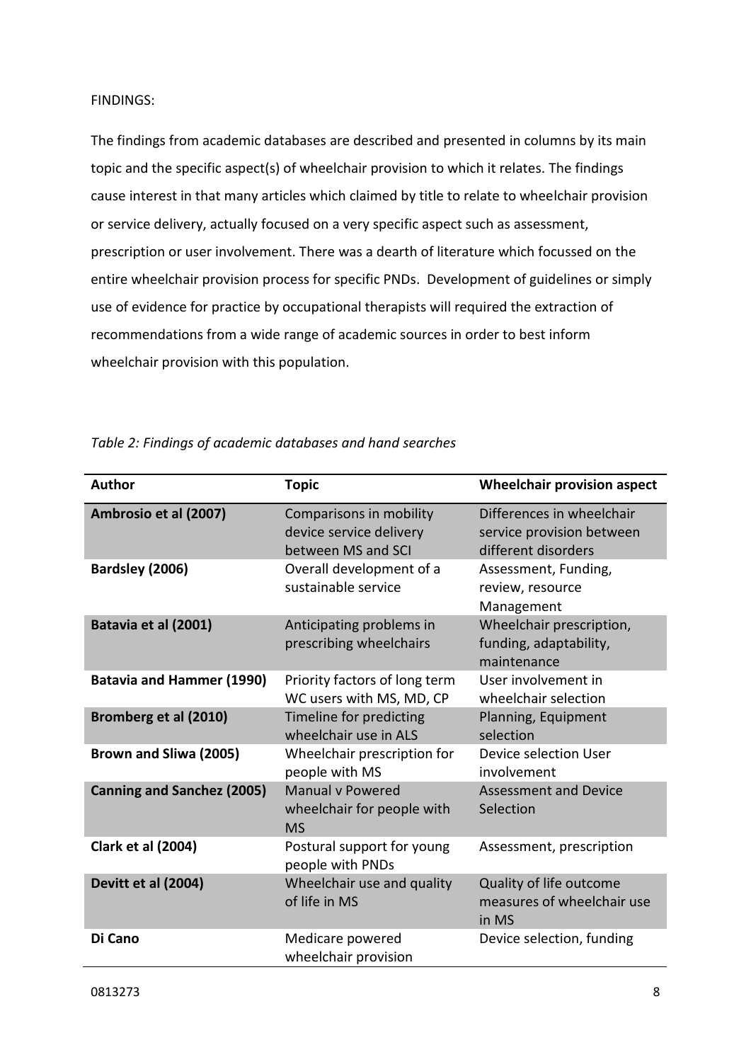FINDINGS:

The findings from academic databases are described and presented in columns by its main topic and the specific aspect(s) of wheelchair provision to which it relates. The findings cause interest in that many articles which claimed by title to relate to wheelchair provision or service delivery, actually focused on a very specific aspect such as assessment, prescription or user involvement. There was a dearth of literature which focussed on the entire wheelchair provision process for specific PNDs. Development of guidelines or simply use of evidence for practice by occupational therapists will required the extraction of recommendations from a wide range of academic sources in order to best inform wheelchair provision with this population.

*Table 2: Findings of academic databases and hand searches*

| Author | Topic | Wheelchair provision aspect |
|---|---|---|
| **Ambrosio et al (2007)** | Comparisons in mobility device service delivery between MS and SCI | Differences in wheelchair service provision between different disorders |
| **Bardsley (2006)** | Overall development of a sustainable service | Assessment, Funding, review, resource Management |
| **Batavia et al (2001)** | Anticipating problems in prescribing wheelchairs | Wheelchair prescription, funding, adaptability, maintenance |
| **Batavia and Hammer (1990)** | Priority factors of long term WC users with MS, MD, CP | User involvement in wheelchair selection |
| **Bromberg et al (2010)** | Timeline for predicting wheelchair use in ALS | Planning, Equipment selection |
| **Brown and Sliwa (2005)** | Wheelchair prescription for people with MS | Device selection User involvement |
| **Canning and Sanchez (2005)** | Manual v Powered wheelchair for people with MS | Assessment and Device Selection |
| **Clark et al (2004)** | Postural support for young people with PNDs | Assessment, prescription |
| **Devitt et al (2004)** | Wheelchair use and quality of life in MS | Quality of life outcome measures of wheelchair use in MS |
| **Di Cano** | Medicare powered wheelchair provision | Device selection, funding |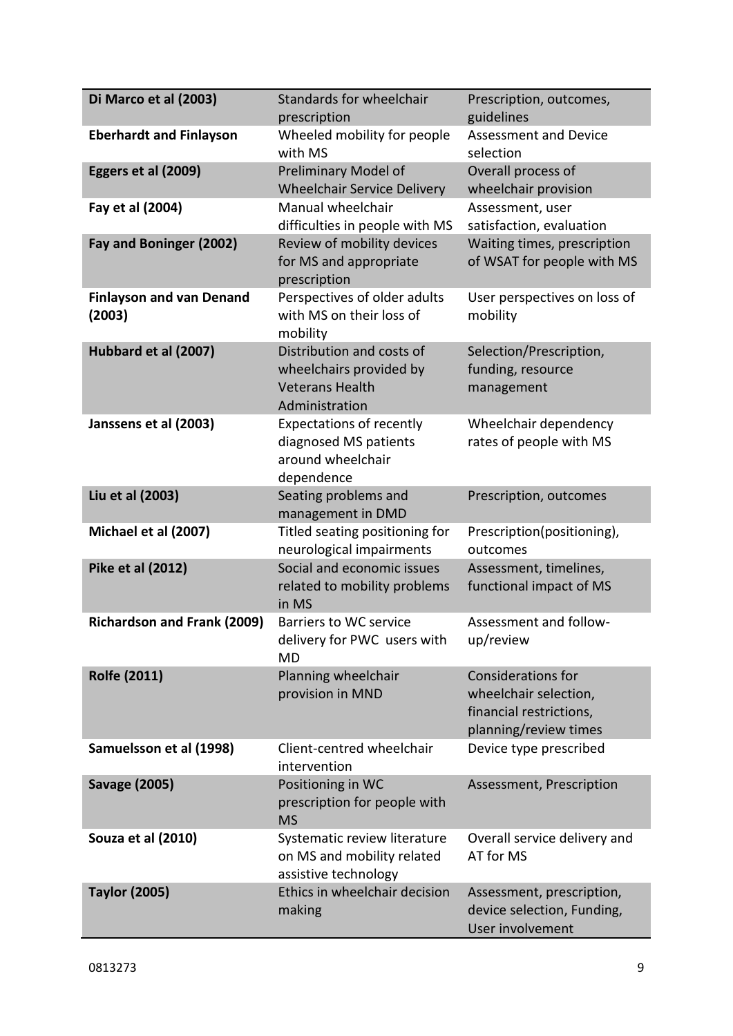| **Di Marco et al (2003)** | Standards for wheelchair prescription | Prescription, outcomes, guidelines |
|---|---|---|
| **Eberhardt and Finlayson** | Wheeled mobility for people with MS | Assessment and Device selection |
| **Eggers et al (2009)** | Preliminary Model of Wheelchair Service Delivery | Overall process of wheelchair provision |
| **Fay et al (2004)** | Manual wheelchair difficulties in people with MS | Assessment, user satisfaction, evaluation |
| **Fay and Boninger (2002)** | Review of mobility devices for MS and appropriate prescription | Waiting times, prescription of WSAT for people with MS |
| **Finlayson and van Denand (2003)** | Perspectives of older adults with MS on their loss of mobility | User perspectives on loss of mobility |
| **Hubbard et al (2007)** | Distribution and costs of wheelchairs provided by Veterans Health Administration | Selection/Prescription, funding, resource management |
| **Janssens et al (2003)** | Expectations of recently diagnosed MS patients around wheelchair dependence | Wheelchair dependency rates of people with MS |
| **Liu et al (2003)** | Seating problems and management in DMD | Prescription, outcomes |
| **Michael et al (2007)** | Titled seating positioning for neurological impairments | Prescription(positioning), outcomes |
| **Pike et al (2012)** | Social and economic issues related to mobility problems in MS | Assessment, timelines, functional impact of MS |
| **Richardson and Frank (2009)** | Barriers to WC service delivery for PWC users with MD | Assessment and follow-up/review |
| **Rolfe (2011)** | Planning wheelchair provision in MND | Considerations for wheelchair selection, financial restrictions, planning/review times |
| **Samuelsson et al (1998)** | Client-centred wheelchair intervention | Device type prescribed |
| **Savage (2005)** | Positioning in WC prescription for people with MS | Assessment, Prescription |
| **Souza et al (2010)** | Systematic review literature on MS and mobility related assistive technology | Overall service delivery and AT for MS |
| **Taylor (2005)** | Ethics in wheelchair decision making | Assessment, prescription, device selection, Funding, User involvement |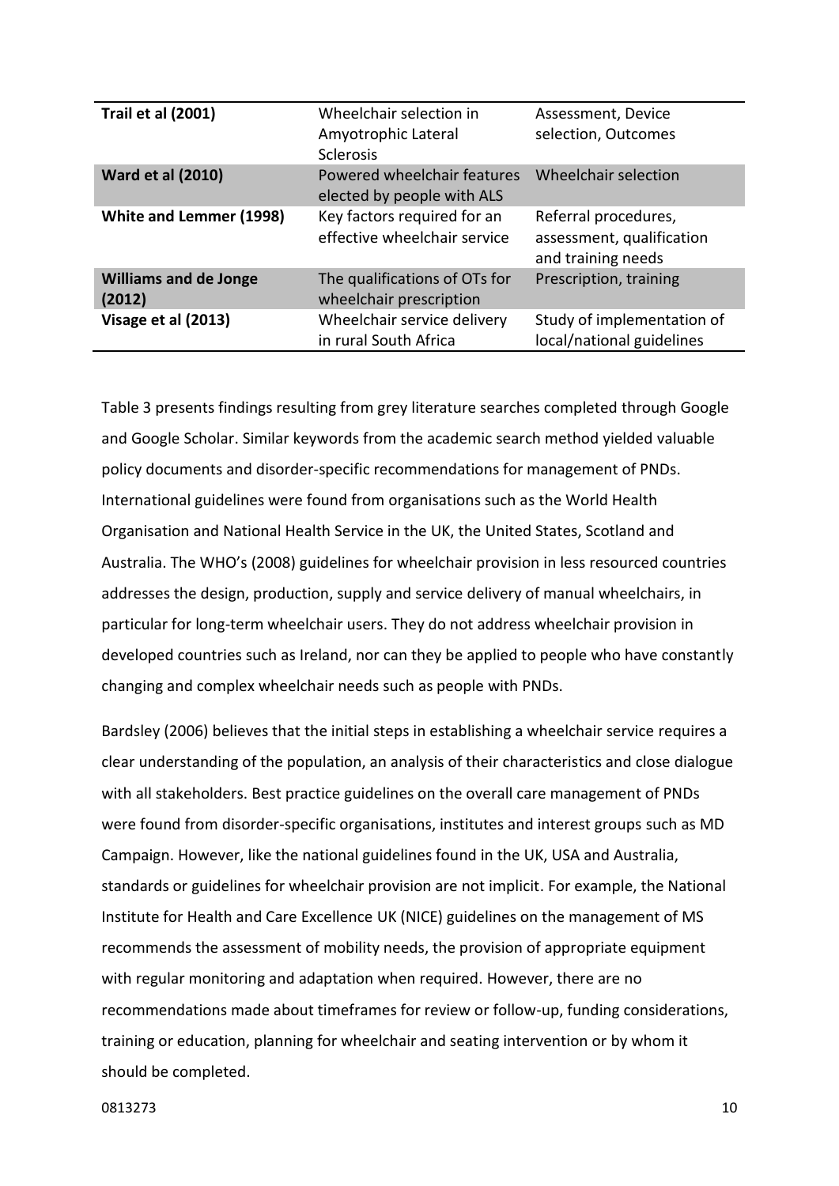| | | |
|---|---|---|
| **Trail et al (2001)** | Wheelchair selection in Amyotrophic Lateral Sclerosis | Assessment, Device selection, Outcomes |
| **Ward et al (2010)** | Powered wheelchair features elected by people with ALS | Wheelchair selection |
| **White and Lemmer (1998)** | Key factors required for an effective wheelchair service | Referral procedures, assessment, qualification and training needs |
| **Williams and de Jonge (2012)** | The qualifications of OTs for wheelchair prescription | Prescription, training |
| **Visage et al (2013)** | Wheelchair service delivery in rural South Africa | Study of implementation of local/national guidelines |

Table 3 presents findings resulting from grey literature searches completed through Google and Google Scholar. Similar keywords from the academic search method yielded valuable policy documents and disorder-specific recommendations for management of PNDs. International guidelines were found from organisations such as the World Health Organisation and National Health Service in the UK, the United States, Scotland and Australia. The WHO's (2008) guidelines for wheelchair provision in less resourced countries addresses the design, production, supply and service delivery of manual wheelchairs, in particular for long-term wheelchair users. They do not address wheelchair provision in developed countries such as Ireland, nor can they be applied to people who have constantly changing and complex wheelchair needs such as people with PNDs.

Bardsley (2006) believes that the initial steps in establishing a wheelchair service requires a clear understanding of the population, an analysis of their characteristics and close dialogue with all stakeholders. Best practice guidelines on the overall care management of PNDs were found from disorder-specific organisations, institutes and interest groups such as MD Campaign. However, like the national guidelines found in the UK, USA and Australia, standards or guidelines for wheelchair provision are not implicit. For example, the National Institute for Health and Care Excellence UK (NICE) guidelines on the management of MS recommends the assessment of mobility needs, the provision of appropriate equipment with regular monitoring and adaptation when required. However, there are no recommendations made about timeframes for review or follow-up, funding considerations, training or education, planning for wheelchair and seating intervention or by whom it should be completed.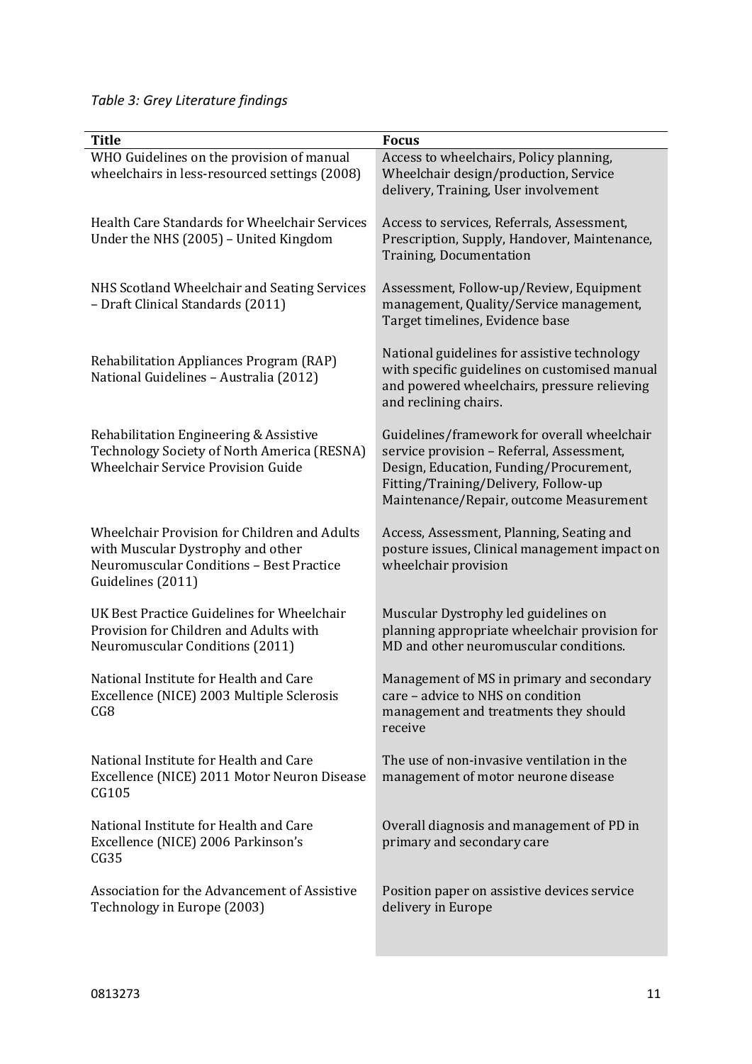*Table 3: Grey Literature findings*

| Title | Focus |
|---|---|
| WHO Guidelines on the provision of manual wheelchairs in less-resourced settings (2008) | Access to wheelchairs, Policy planning, Wheelchair design/production, Service delivery, Training, User involvement |
| Health Care Standards for Wheelchair Services Under the NHS (2005) – United Kingdom | Access to services, Referrals, Assessment, Prescription, Supply, Handover, Maintenance, Training, Documentation |
| NHS Scotland Wheelchair and Seating Services – Draft Clinical Standards (2011) | Assessment, Follow-up/Review, Equipment management, Quality/Service management, Target timelines, Evidence base |
| Rehabilitation Appliances Program (RAP) National Guidelines – Australia (2012) | National guidelines for assistive technology with specific guidelines on customised manual and powered wheelchairs, pressure relieving and reclining chairs. |
| Rehabilitation Engineering & Assistive Technology Society of North America (RESNA) Wheelchair Service Provision Guide | Guidelines/framework for overall wheelchair service provision – Referral, Assessment, Design, Education, Funding/Procurement, Fitting/Training/Delivery, Follow-up Maintenance/Repair, outcome Measurement |
| Wheelchair Provision for Children and Adults with Muscular Dystrophy and other Neuromuscular Conditions – Best Practice Guidelines (2011) | Access, Assessment, Planning, Seating and posture issues, Clinical management impact on wheelchair provision |
| UK Best Practice Guidelines for Wheelchair Provision for Children and Adults with Neuromuscular Conditions (2011) | Muscular Dystrophy led guidelines on planning appropriate wheelchair provision for MD and other neuromuscular conditions. |
| National Institute for Health and Care Excellence (NICE) 2003 Multiple Sclerosis CG8 | Management of MS in primary and secondary care – advice to NHS on condition management and treatments they should receive |
| National Institute for Health and Care Excellence (NICE) 2011 Motor Neuron Disease CG105 | The use of non-invasive ventilation in the management of motor neurone disease |
| National Institute for Health and Care Excellence (NICE) 2006 Parkinson's CG35 | Overall diagnosis and management of PD in primary and secondary care |
| Association for the Advancement of Assistive Technology in Europe (2003) | Position paper on assistive devices service delivery in Europe |

0813273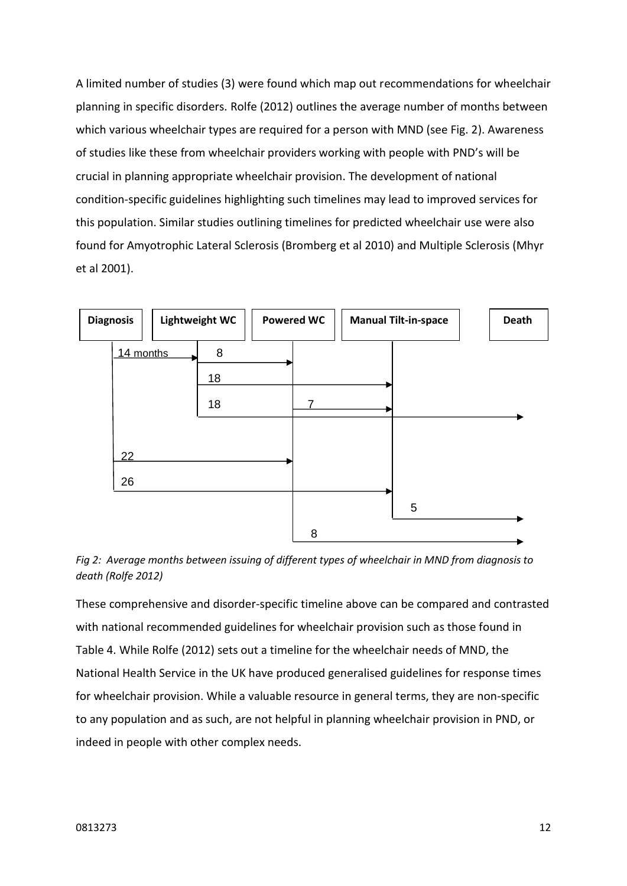A limited number of studies (3) were found which map out recommendations for wheelchair planning in specific disorders. Rolfe (2012) outlines the average number of months between which various wheelchair types are required for a person with MND (see Fig. 2). Awareness of studies like these from wheelchair providers working with people with PND's will be crucial in planning appropriate wheelchair provision. The development of national condition-specific guidelines highlighting such timelines may lead to improved services for this population. Similar studies outlining timelines for predicted wheelchair use were also found for Amyotrophic Lateral Sclerosis (Bromberg et al 2010) and Multiple Sclerosis (Mhyr et al 2001).

*Fig 2: Average months between issuing of different types of wheelchair in MND from diagnosis to death (Rolfe 2012)*

These comprehensive and disorder-specific timeline above can be compared and contrasted with national recommended guidelines for wheelchair provision such as those found in Table 4. While Rolfe (2012) sets out a timeline for the wheelchair needs of MND, the National Health Service in the UK have produced generalised guidelines for response times for wheelchair provision. While a valuable resource in general terms, they are non-specific to any population and as such, are not helpful in planning wheelchair provision in PND, or indeed in people with other complex needs.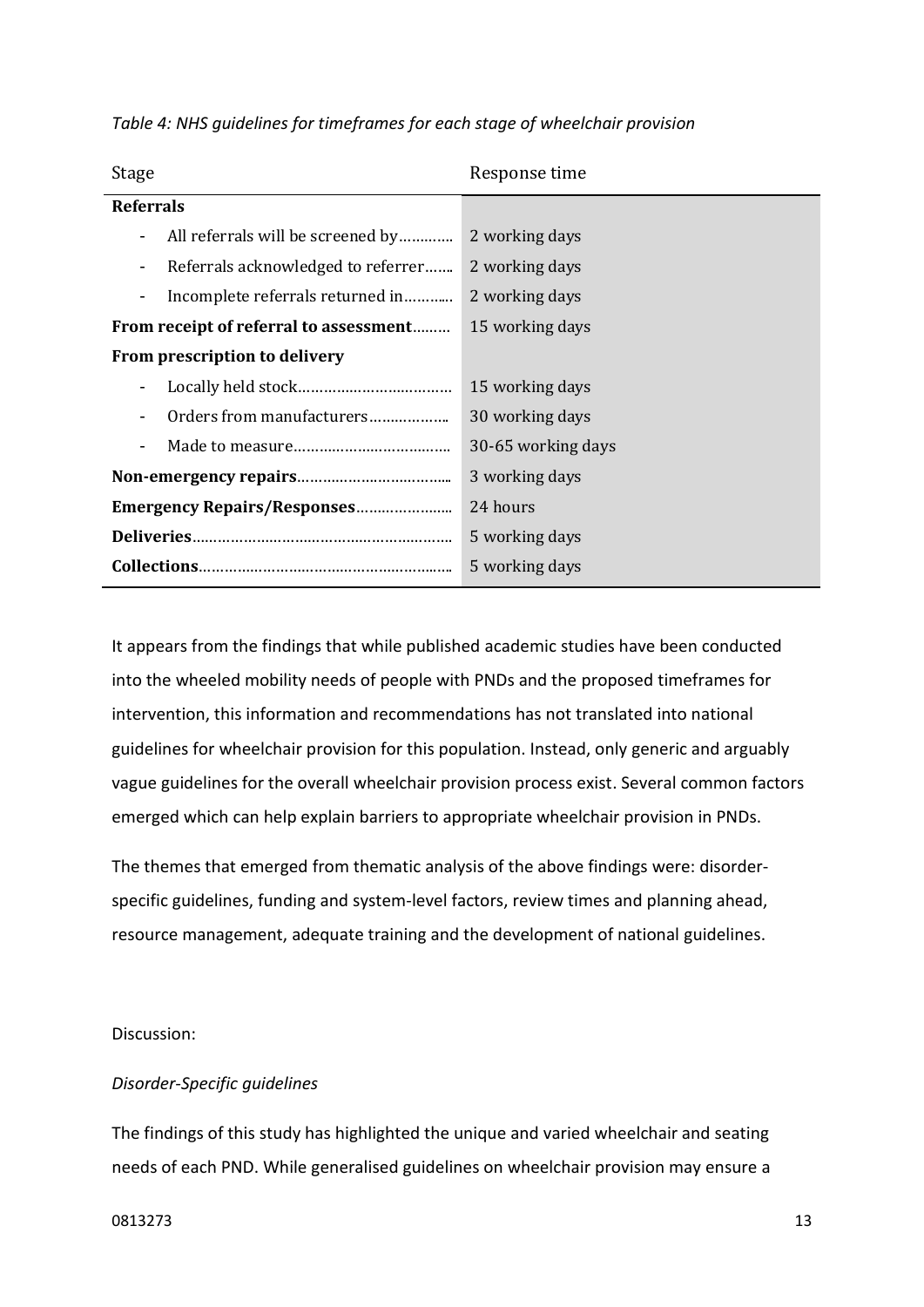*Table 4: NHS guidelines for timeframes for each stage of wheelchair provision*

| Stage | Response time |
| --- | --- |
| **Referrals** | |
| - All referrals will be screened by………… | 2 working days |
| - Referrals acknowledged to referrer……. | 2 working days |
| - Incomplete referrals returned in……….. | 2 working days |
| **From receipt of referral to assessment**……… | 15 working days |
| **From prescription to delivery** | |
| - Locally held stock……………………………… | 15 working days |
| - Orders from manufacturers……………… | 30 working days |
| - Made to measure……………………………… | 30-65 working days |
| **Non-emergency repairs**……………………………… | 3 working days |
| **Emergency Repairs/Responses**………………… | 24 hours |
| **Deliveries**………………………………………………… | 5 working days |
| **Collections**………………………………………………… | 5 working days |

It appears from the findings that while published academic studies have been conducted into the wheeled mobility needs of people with PNDs and the proposed timeframes for intervention, this information and recommendations has not translated into national guidelines for wheelchair provision for this population. Instead, only generic and arguably vague guidelines for the overall wheelchair provision process exist. Several common factors emerged which can help explain barriers to appropriate wheelchair provision in PNDs.

The themes that emerged from thematic analysis of the above findings were: disorder-specific guidelines, funding and system-level factors, review times and planning ahead, resource management, adequate training and the development of national guidelines.

Discussion:

*Disorder-Specific guidelines*

The findings of this study has highlighted the unique and varied wheelchair and seating needs of each PND. While generalised guidelines on wheelchair provision may ensure a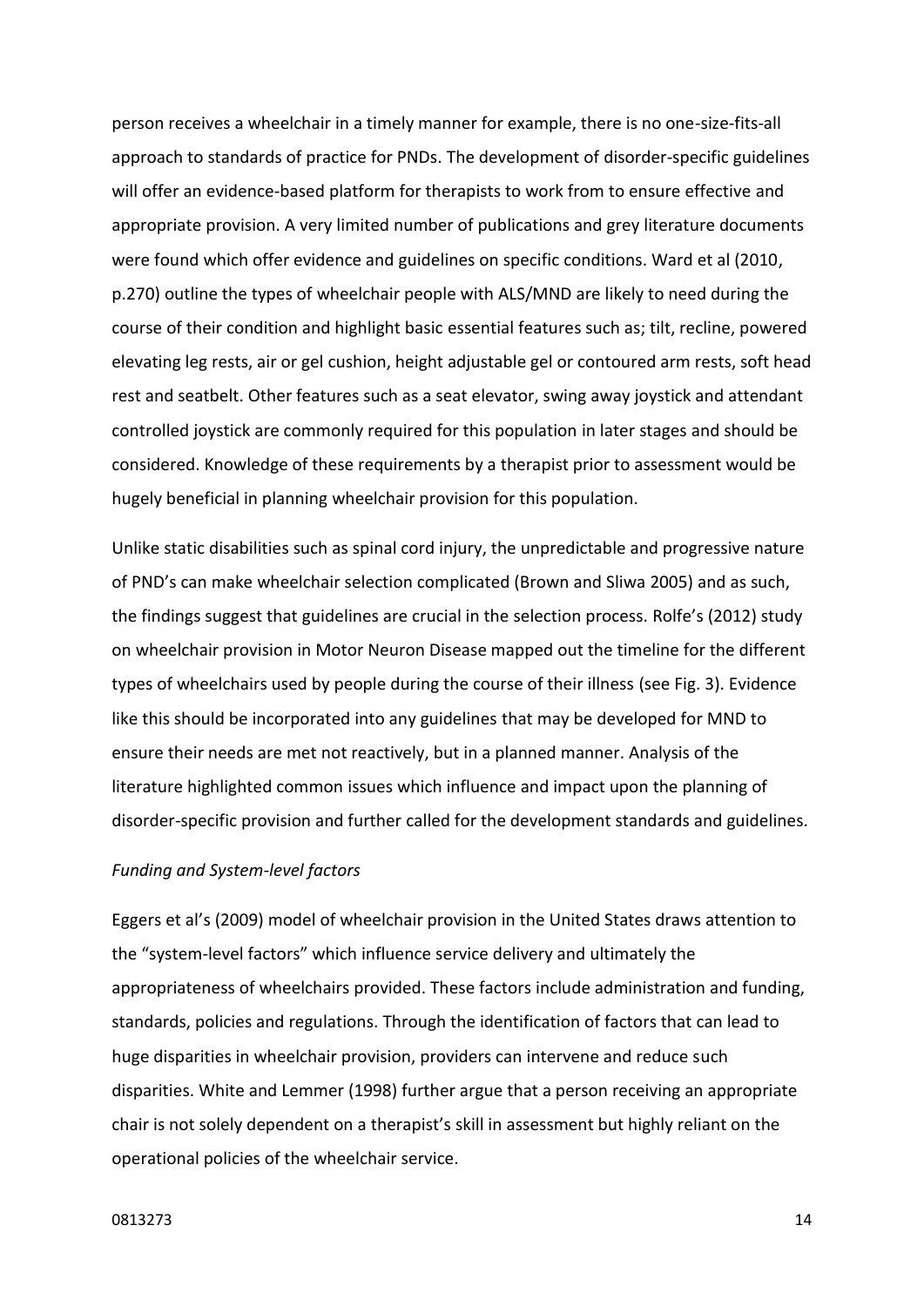person receives a wheelchair in a timely manner for example, there is no one-size-fits-all approach to standards of practice for PNDs. The development of disorder-specific guidelines will offer an evidence-based platform for therapists to work from to ensure effective and appropriate provision. A very limited number of publications and grey literature documents were found which offer evidence and guidelines on specific conditions. Ward et al (2010, p.270) outline the types of wheelchair people with ALS/MND are likely to need during the course of their condition and highlight basic essential features such as; tilt, recline, powered elevating leg rests, air or gel cushion, height adjustable gel or contoured arm rests, soft head rest and seatbelt. Other features such as a seat elevator, swing away joystick and attendant controlled joystick are commonly required for this population in later stages and should be considered. Knowledge of these requirements by a therapist prior to assessment would be hugely beneficial in planning wheelchair provision for this population.

Unlike static disabilities such as spinal cord injury, the unpredictable and progressive nature of PND's can make wheelchair selection complicated (Brown and Sliwa 2005) and as such, the findings suggest that guidelines are crucial in the selection process. Rolfe's (2012) study on wheelchair provision in Motor Neuron Disease mapped out the timeline for the different types of wheelchairs used by people during the course of their illness (see Fig. 3). Evidence like this should be incorporated into any guidelines that may be developed for MND to ensure their needs are met not reactively, but in a planned manner. Analysis of the literature highlighted common issues which influence and impact upon the planning of disorder-specific provision and further called for the development standards and guidelines.

*Funding and System-level factors*

Eggers et al's (2009) model of wheelchair provision in the United States draws attention to the "system-level factors" which influence service delivery and ultimately the appropriateness of wheelchairs provided. These factors include administration and funding, standards, policies and regulations. Through the identification of factors that can lead to huge disparities in wheelchair provision, providers can intervene and reduce such disparities. White and Lemmer (1998) further argue that a person receiving an appropriate chair is not solely dependent on a therapist's skill in assessment but highly reliant on the operational policies of the wheelchair service.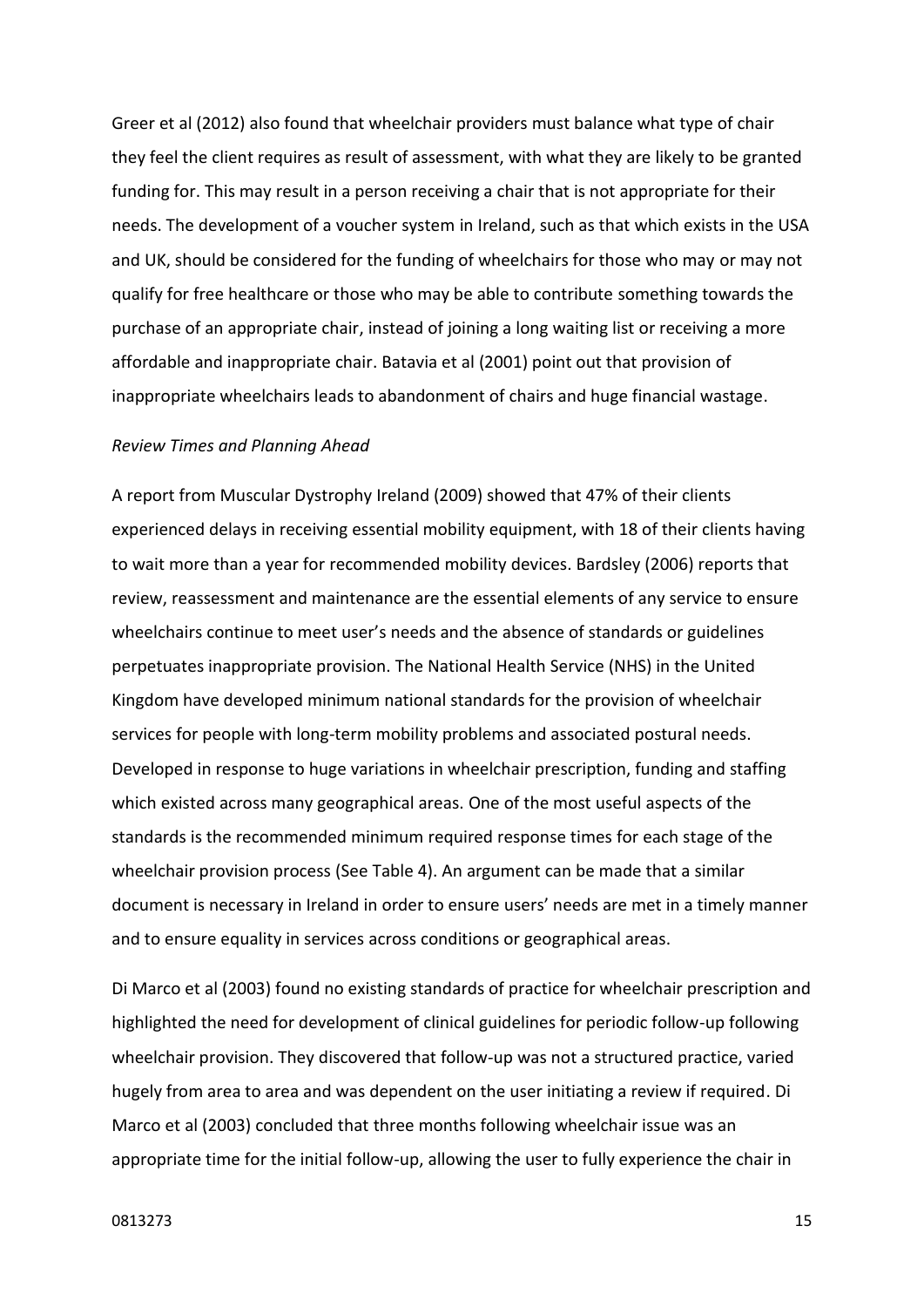Greer et al (2012) also found that wheelchair providers must balance what type of chair they feel the client requires as result of assessment, with what they are likely to be granted funding for. This may result in a person receiving a chair that is not appropriate for their needs. The development of a voucher system in Ireland, such as that which exists in the USA and UK, should be considered for the funding of wheelchairs for those who may or may not qualify for free healthcare or those who may be able to contribute something towards the purchase of an appropriate chair, instead of joining a long waiting list or receiving a more affordable and inappropriate chair. Batavia et al (2001) point out that provision of inappropriate wheelchairs leads to abandonment of chairs and huge financial wastage.

*Review Times and Planning Ahead*

A report from Muscular Dystrophy Ireland (2009) showed that 47% of their clients experienced delays in receiving essential mobility equipment, with 18 of their clients having to wait more than a year for recommended mobility devices. Bardsley (2006) reports that review, reassessment and maintenance are the essential elements of any service to ensure wheelchairs continue to meet user's needs and the absence of standards or guidelines perpetuates inappropriate provision. The National Health Service (NHS) in the United Kingdom have developed minimum national standards for the provision of wheelchair services for people with long-term mobility problems and associated postural needs. Developed in response to huge variations in wheelchair prescription, funding and staffing which existed across many geographical areas. One of the most useful aspects of the standards is the recommended minimum required response times for each stage of the wheelchair provision process (See Table 4). An argument can be made that a similar document is necessary in Ireland in order to ensure users' needs are met in a timely manner and to ensure equality in services across conditions or geographical areas.

Di Marco et al (2003) found no existing standards of practice for wheelchair prescription and highlighted the need for development of clinical guidelines for periodic follow-up following wheelchair provision. They discovered that follow-up was not a structured practice, varied hugely from area to area and was dependent on the user initiating a review if required. Di Marco et al (2003) concluded that three months following wheelchair issue was an appropriate time for the initial follow-up, allowing the user to fully experience the chair in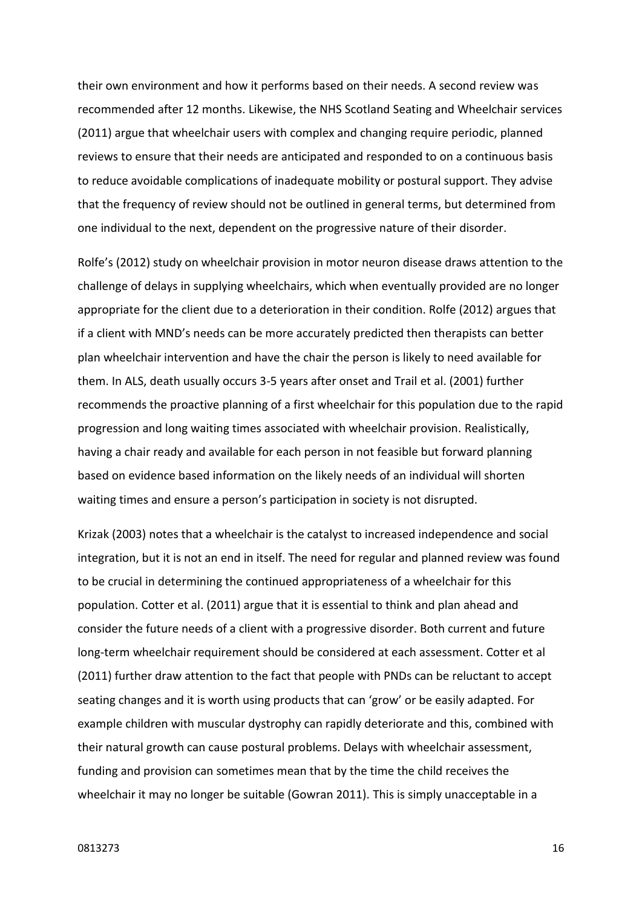their own environment and how it performs based on their needs. A second review was recommended after 12 months. Likewise, the NHS Scotland Seating and Wheelchair services (2011) argue that wheelchair users with complex and changing require periodic, planned reviews to ensure that their needs are anticipated and responded to on a continuous basis to reduce avoidable complications of inadequate mobility or postural support. They advise that the frequency of review should not be outlined in general terms, but determined from one individual to the next, dependent on the progressive nature of their disorder.

Rolfe's (2012) study on wheelchair provision in motor neuron disease draws attention to the challenge of delays in supplying wheelchairs, which when eventually provided are no longer appropriate for the client due to a deterioration in their condition. Rolfe (2012) argues that if a client with MND's needs can be more accurately predicted then therapists can better plan wheelchair intervention and have the chair the person is likely to need available for them. In ALS, death usually occurs 3-5 years after onset and Trail et al. (2001) further recommends the proactive planning of a first wheelchair for this population due to the rapid progression and long waiting times associated with wheelchair provision. Realistically, having a chair ready and available for each person in not feasible but forward planning based on evidence based information on the likely needs of an individual will shorten waiting times and ensure a person's participation in society is not disrupted.

Krizak (2003) notes that a wheelchair is the catalyst to increased independence and social integration, but it is not an end in itself. The need for regular and planned review was found to be crucial in determining the continued appropriateness of a wheelchair for this population. Cotter et al. (2011) argue that it is essential to think and plan ahead and consider the future needs of a client with a progressive disorder. Both current and future long-term wheelchair requirement should be considered at each assessment. Cotter et al (2011) further draw attention to the fact that people with PNDs can be reluctant to accept seating changes and it is worth using products that can 'grow' or be easily adapted. For example children with muscular dystrophy can rapidly deteriorate and this, combined with their natural growth can cause postural problems. Delays with wheelchair assessment, funding and provision can sometimes mean that by the time the child receives the wheelchair it may no longer be suitable (Gowran 2011). This is simply unacceptable in a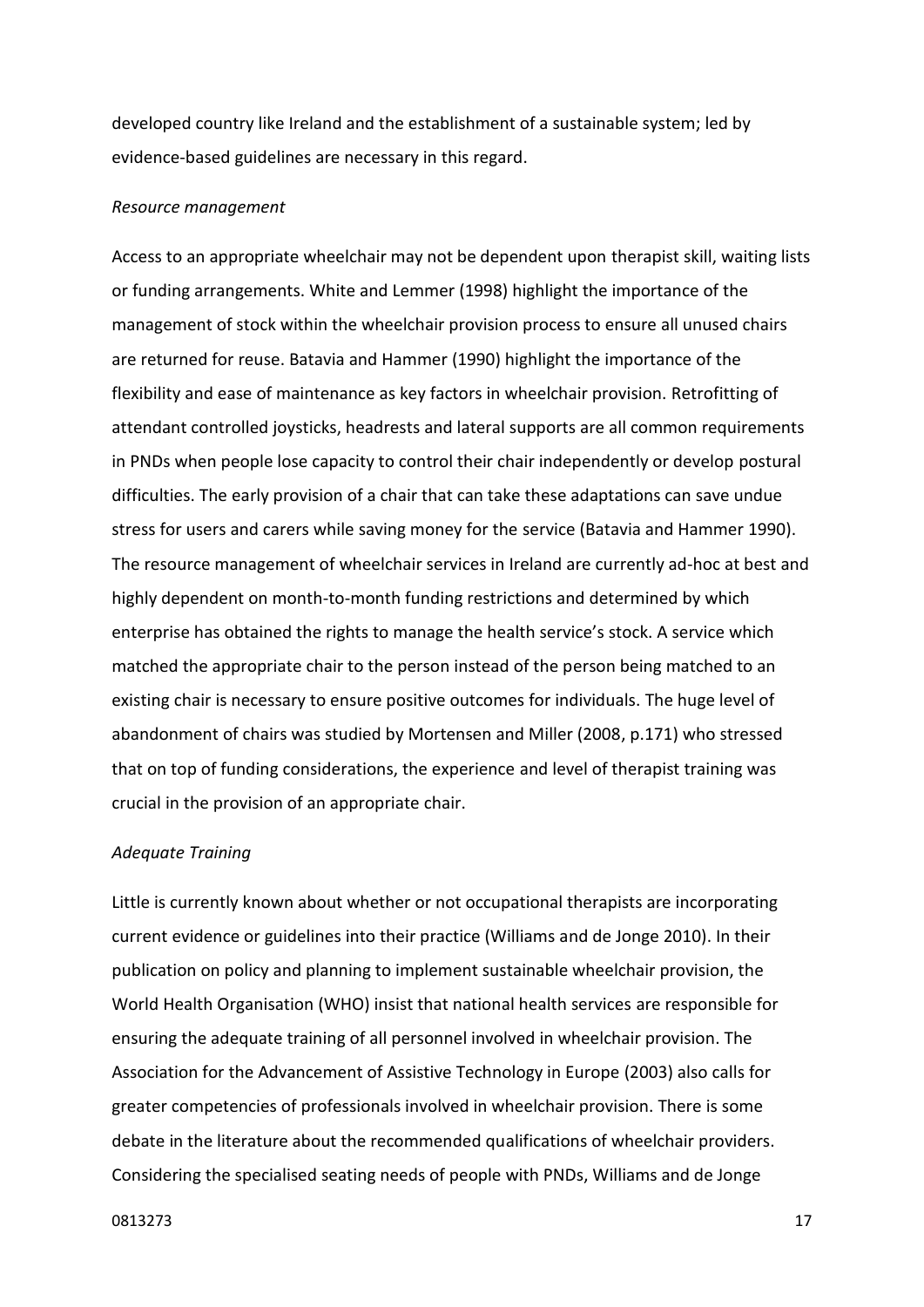developed country like Ireland and the establishment of a sustainable system; led by evidence-based guidelines are necessary in this regard.

*Resource management*

Access to an appropriate wheelchair may not be dependent upon therapist skill, waiting lists or funding arrangements. White and Lemmer (1998) highlight the importance of the management of stock within the wheelchair provision process to ensure all unused chairs are returned for reuse. Batavia and Hammer (1990) highlight the importance of the flexibility and ease of maintenance as key factors in wheelchair provision. Retrofitting of attendant controlled joysticks, headrests and lateral supports are all common requirements in PNDs when people lose capacity to control their chair independently or develop postural difficulties. The early provision of a chair that can take these adaptations can save undue stress for users and carers while saving money for the service (Batavia and Hammer 1990). The resource management of wheelchair services in Ireland are currently ad-hoc at best and highly dependent on month-to-month funding restrictions and determined by which enterprise has obtained the rights to manage the health service's stock. A service which matched the appropriate chair to the person instead of the person being matched to an existing chair is necessary to ensure positive outcomes for individuals. The huge level of abandonment of chairs was studied by Mortensen and Miller (2008, p.171) who stressed that on top of funding considerations, the experience and level of therapist training was crucial in the provision of an appropriate chair.

*Adequate Training*

Little is currently known about whether or not occupational therapists are incorporating current evidence or guidelines into their practice (Williams and de Jonge 2010). In their publication on policy and planning to implement sustainable wheelchair provision, the World Health Organisation (WHO) insist that national health services are responsible for ensuring the adequate training of all personnel involved in wheelchair provision. The Association for the Advancement of Assistive Technology in Europe (2003) also calls for greater competencies of professionals involved in wheelchair provision. There is some debate in the literature about the recommended qualifications of wheelchair providers. Considering the specialised seating needs of people with PNDs, Williams and de Jonge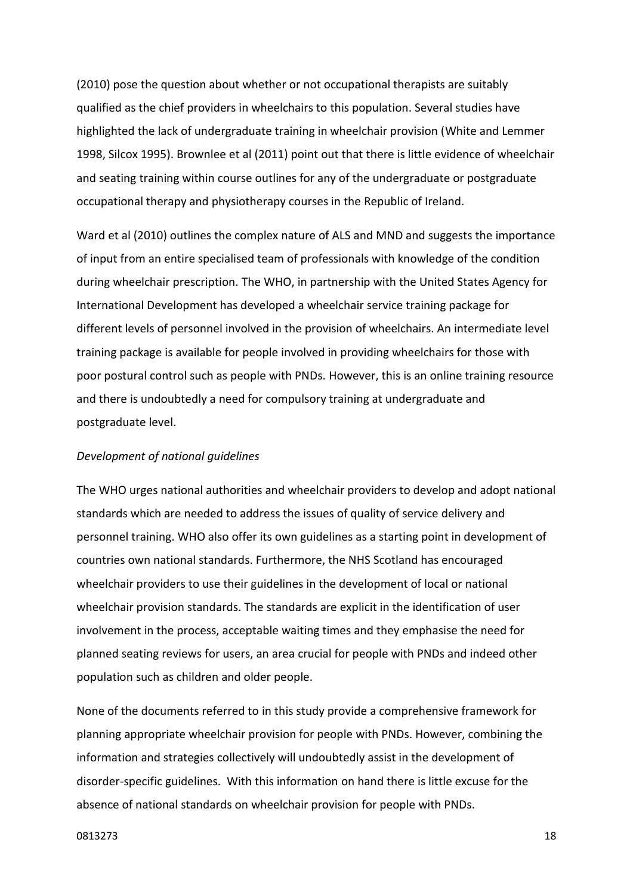(2010) pose the question about whether or not occupational therapists are suitably qualified as the chief providers in wheelchairs to this population. Several studies have highlighted the lack of undergraduate training in wheelchair provision (White and Lemmer 1998, Silcox 1995). Brownlee et al (2011) point out that there is little evidence of wheelchair and seating training within course outlines for any of the undergraduate or postgraduate occupational therapy and physiotherapy courses in the Republic of Ireland.

Ward et al (2010) outlines the complex nature of ALS and MND and suggests the importance of input from an entire specialised team of professionals with knowledge of the condition during wheelchair prescription. The WHO, in partnership with the United States Agency for International Development has developed a wheelchair service training package for different levels of personnel involved in the provision of wheelchairs. An intermediate level training package is available for people involved in providing wheelchairs for those with poor postural control such as people with PNDs. However, this is an online training resource and there is undoubtedly a need for compulsory training at undergraduate and postgraduate level.

*Development of national guidelines*

The WHO urges national authorities and wheelchair providers to develop and adopt national standards which are needed to address the issues of quality of service delivery and personnel training. WHO also offer its own guidelines as a starting point in development of countries own national standards. Furthermore, the NHS Scotland has encouraged wheelchair providers to use their guidelines in the development of local or national wheelchair provision standards. The standards are explicit in the identification of user involvement in the process, acceptable waiting times and they emphasise the need for planned seating reviews for users, an area crucial for people with PNDs and indeed other population such as children and older people.

None of the documents referred to in this study provide a comprehensive framework for planning appropriate wheelchair provision for people with PNDs. However, combining the information and strategies collectively will undoubtedly assist in the development of disorder-specific guidelines. With this information on hand there is little excuse for the absence of national standards on wheelchair provision for people with PNDs.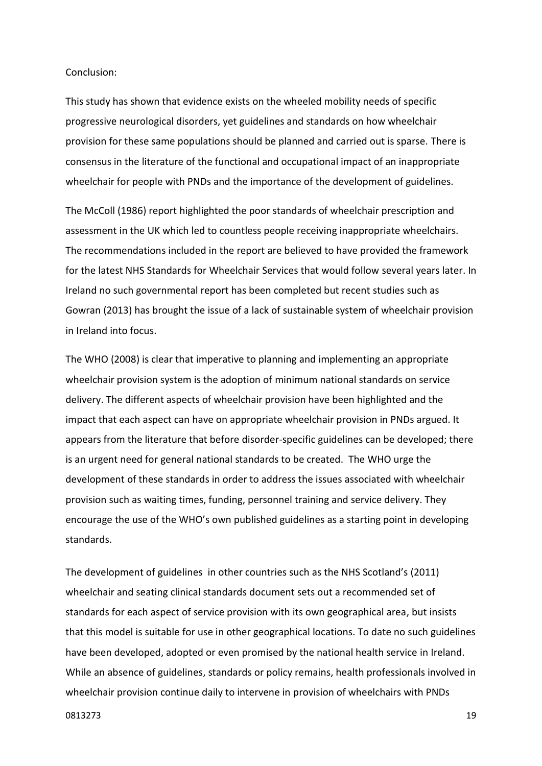Conclusion:

This study has shown that evidence exists on the wheeled mobility needs of specific progressive neurological disorders, yet guidelines and standards on how wheelchair provision for these same populations should be planned and carried out is sparse. There is consensus in the literature of the functional and occupational impact of an inappropriate wheelchair for people with PNDs and the importance of the development of guidelines.

The McColl (1986) report highlighted the poor standards of wheelchair prescription and assessment in the UK which led to countless people receiving inappropriate wheelchairs. The recommendations included in the report are believed to have provided the framework for the latest NHS Standards for Wheelchair Services that would follow several years later. In Ireland no such governmental report has been completed but recent studies such as Gowran (2013) has brought the issue of a lack of sustainable system of wheelchair provision in Ireland into focus.

The WHO (2008) is clear that imperative to planning and implementing an appropriate wheelchair provision system is the adoption of minimum national standards on service delivery. The different aspects of wheelchair provision have been highlighted and the impact that each aspect can have on appropriate wheelchair provision in PNDs argued. It appears from the literature that before disorder-specific guidelines can be developed; there is an urgent need for general national standards to be created. The WHO urge the development of these standards in order to address the issues associated with wheelchair provision such as waiting times, funding, personnel training and service delivery. They encourage the use of the WHO's own published guidelines as a starting point in developing standards.

The development of guidelines in other countries such as the NHS Scotland's (2011) wheelchair and seating clinical standards document sets out a recommended set of standards for each aspect of service provision with its own geographical area, but insists that this model is suitable for use in other geographical locations. To date no such guidelines have been developed, adopted or even promised by the national health service in Ireland. While an absence of guidelines, standards or policy remains, health professionals involved in wheelchair provision continue daily to intervene in provision of wheelchairs with PNDs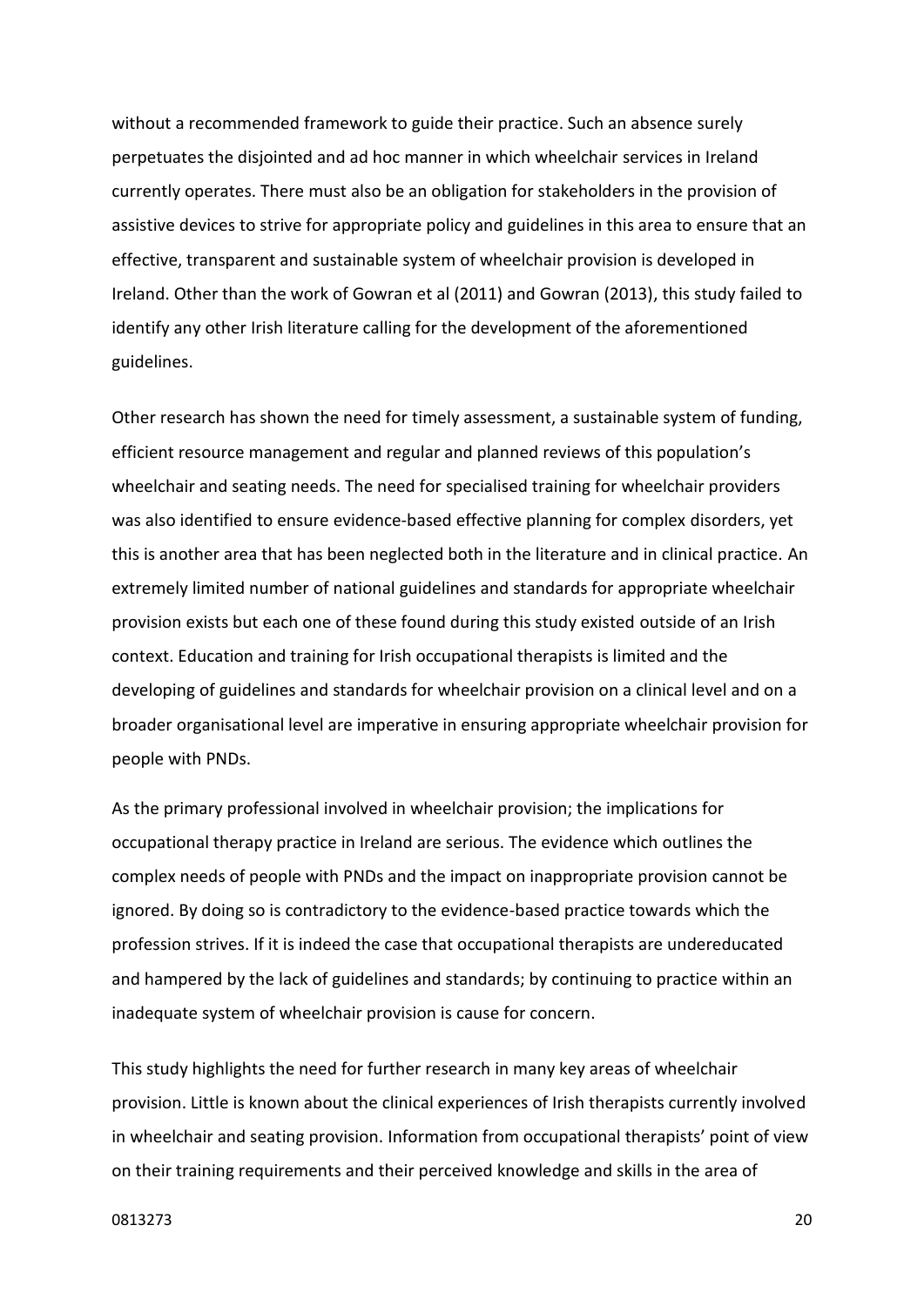without a recommended framework to guide their practice. Such an absence surely perpetuates the disjointed and ad hoc manner in which wheelchair services in Ireland currently operates. There must also be an obligation for stakeholders in the provision of assistive devices to strive for appropriate policy and guidelines in this area to ensure that an effective, transparent and sustainable system of wheelchair provision is developed in Ireland. Other than the work of Gowran et al (2011) and Gowran (2013), this study failed to identify any other Irish literature calling for the development of the aforementioned guidelines.

Other research has shown the need for timely assessment, a sustainable system of funding, efficient resource management and regular and planned reviews of this population's wheelchair and seating needs. The need for specialised training for wheelchair providers was also identified to ensure evidence-based effective planning for complex disorders, yet this is another area that has been neglected both in the literature and in clinical practice. An extremely limited number of national guidelines and standards for appropriate wheelchair provision exists but each one of these found during this study existed outside of an Irish context. Education and training for Irish occupational therapists is limited and the developing of guidelines and standards for wheelchair provision on a clinical level and on a broader organisational level are imperative in ensuring appropriate wheelchair provision for people with PNDs.

As the primary professional involved in wheelchair provision; the implications for occupational therapy practice in Ireland are serious. The evidence which outlines the complex needs of people with PNDs and the impact on inappropriate provision cannot be ignored. By doing so is contradictory to the evidence-based practice towards which the profession strives. If it is indeed the case that occupational therapists are undereducated and hampered by the lack of guidelines and standards; by continuing to practice within an inadequate system of wheelchair provision is cause for concern.

This study highlights the need for further research in many key areas of wheelchair provision. Little is known about the clinical experiences of Irish therapists currently involved in wheelchair and seating provision. Information from occupational therapists' point of view on their training requirements and their perceived knowledge and skills in the area of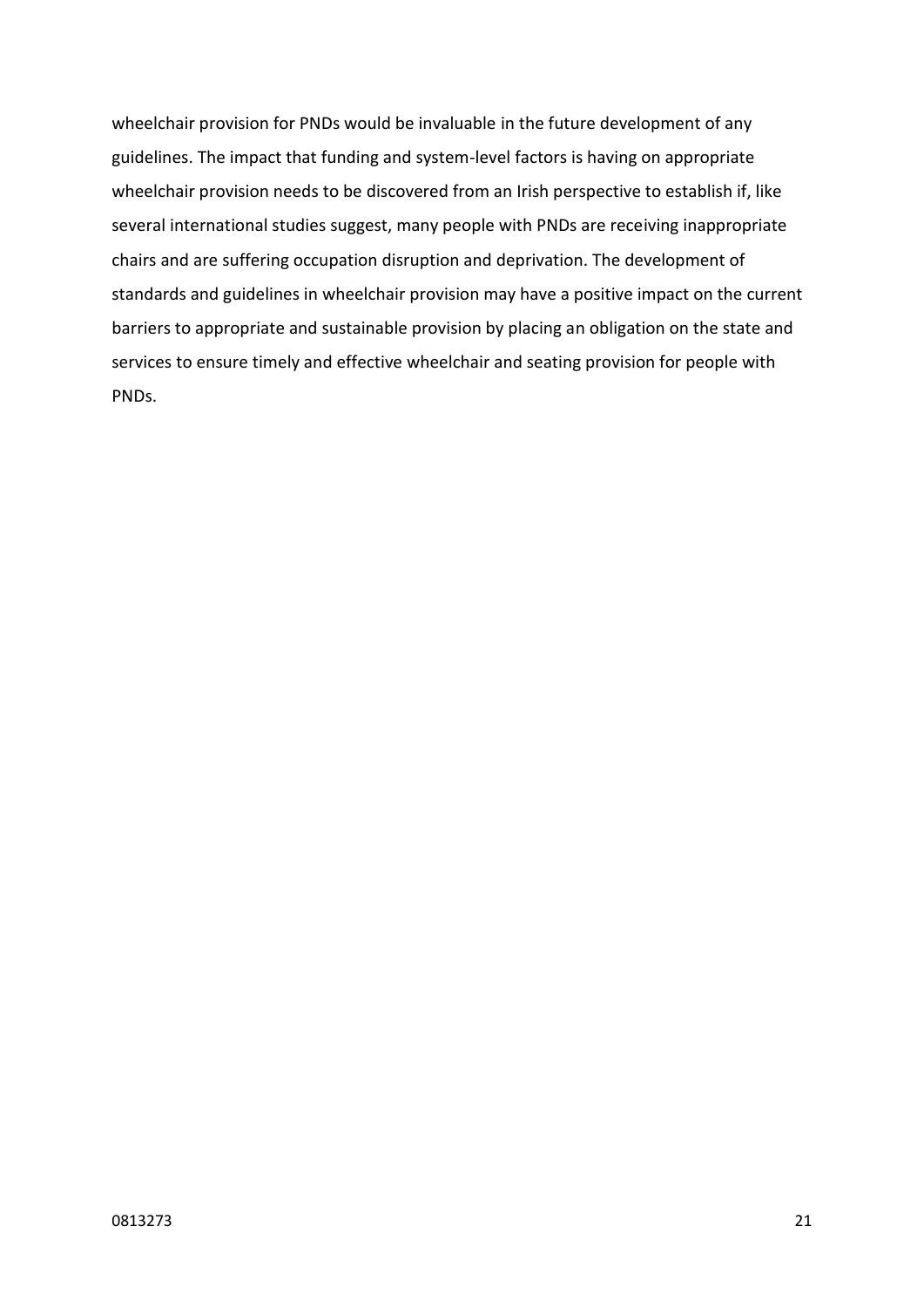wheelchair provision for PNDs would be invaluable in the future development of any guidelines. The impact that funding and system-level factors is having on appropriate wheelchair provision needs to be discovered from an Irish perspective to establish if, like several international studies suggest, many people with PNDs are receiving inappropriate chairs and are suffering occupation disruption and deprivation. The development of standards and guidelines in wheelchair provision may have a positive impact on the current barriers to appropriate and sustainable provision by placing an obligation on the state and services to ensure timely and effective wheelchair and seating provision for people with PNDs.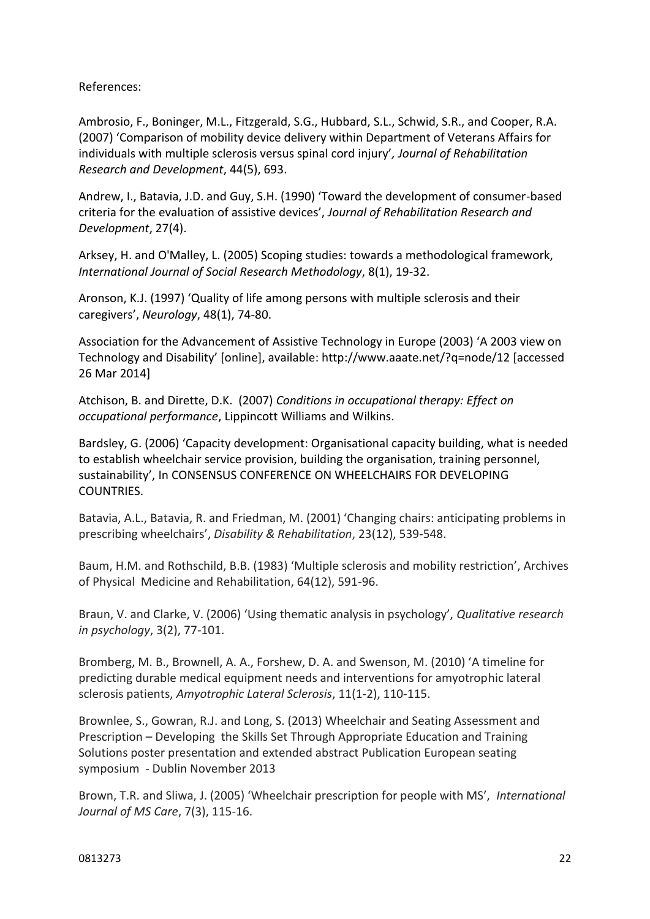References:

Ambrosio, F., Boninger, M.L., Fitzgerald, S.G., Hubbard, S.L., Schwid, S.R., and Cooper, R.A. (2007) 'Comparison of mobility device delivery within Department of Veterans Affairs for individuals with multiple sclerosis versus spinal cord injury'*, Journal of Rehabilitation Research and Development*, 44(5), 693.

Andrew, I., Batavia, J.D. and Guy, S.H. (1990) 'Toward the development of consumer-based criteria for the evaluation of assistive devices', *Journal of Rehabilitation Research and Development*, 27(4).

Arksey, H. and O'Malley, L. (2005) Scoping studies: towards a methodological framework, *International Journal of Social Research Methodology*, 8(1), 19-32.

Aronson, K.J. (1997) 'Quality of life among persons with multiple sclerosis and their caregivers', *Neurology*, 48(1), 74-80.

Association for the Advancement of Assistive Technology in Europe (2003) 'A 2003 view on Technology and Disability' [online], available: http://www.aaate.net/?q=node/12 [accessed 26 Mar 2014]

Atchison, B. and Dirette, D.K. (2007) *Conditions in occupational therapy: Effect on occupational performance*, Lippincott Williams and Wilkins.

Bardsley, G. (2006) 'Capacity development: Organisational capacity building, what is needed to establish wheelchair service provision, building the organisation, training personnel, sustainability', In CONSENSUS CONFERENCE ON WHEELCHAIRS FOR DEVELOPING COUNTRIES.

Batavia, A.L., Batavia, R. and Friedman, M. (2001) 'Changing chairs: anticipating problems in prescribing wheelchairs', *Disability & Rehabilitation*, 23(12), 539-548.

Baum, H.M. and Rothschild, B.B. (1983) 'Multiple sclerosis and mobility restriction', Archives of Physical Medicine and Rehabilitation, 64(12), 591-96.

Braun, V. and Clarke, V. (2006) 'Using thematic analysis in psychology', *Qualitative research in psychology*, 3(2), 77-101.

Bromberg, M. B., Brownell, A. A., Forshew, D. A. and Swenson, M. (2010) 'A timeline for predicting durable medical equipment needs and interventions for amyotrophic lateral sclerosis patients, *Amyotrophic Lateral Sclerosis*, 11(1-2), 110-115.

Brownlee, S., Gowran, R.J. and Long, S. (2013) Wheelchair and Seating Assessment and Prescription – Developing the Skills Set Through Appropriate Education and Training Solutions poster presentation and extended abstract Publication European seating symposium - Dublin November 2013

Brown, T.R. and Sliwa, J. (2005) 'Wheelchair prescription for people with MS', *International Journal of MS Care*, 7(3), 115-16.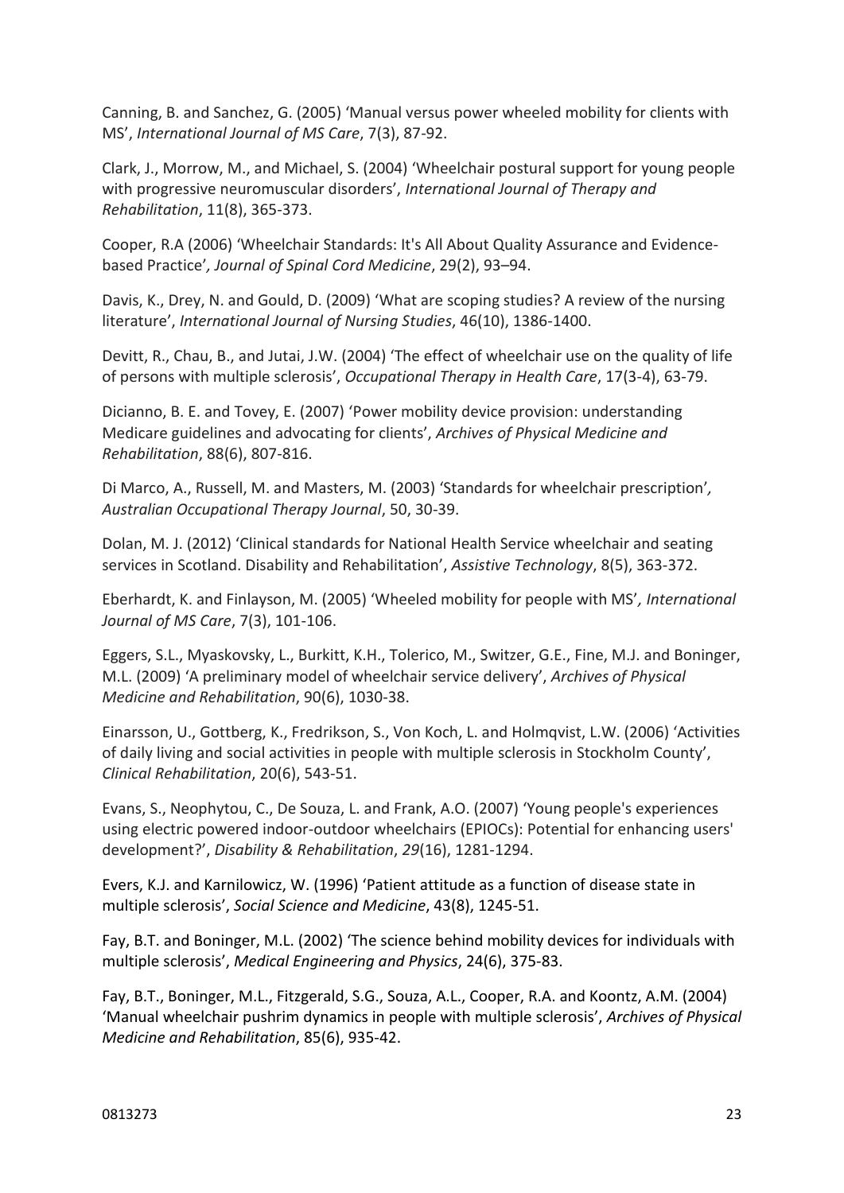Canning, B. and Sanchez, G. (2005) 'Manual versus power wheeled mobility for clients with MS', *International Journal of MS Care*, 7(3), 87-92.

Clark, J., Morrow, M., and Michael, S. (2004) 'Wheelchair postural support for young people with progressive neuromuscular disorders', *International Journal of Therapy and Rehabilitation*, 11(8), 365-373.

Cooper, R.A (2006) 'Wheelchair Standards: It's All About Quality Assurance and Evidence-based Practice', *Journal of Spinal Cord Medicine*, 29(2), 93–94.

Davis, K., Drey, N. and Gould, D. (2009) 'What are scoping studies? A review of the nursing literature', *International Journal of Nursing Studies*, 46(10), 1386-1400.

Devitt, R., Chau, B., and Jutai, J.W. (2004) 'The effect of wheelchair use on the quality of life of persons with multiple sclerosis', *Occupational Therapy in Health Care*, 17(3-4), 63-79.

Dicianno, B. E. and Tovey, E. (2007) 'Power mobility device provision: understanding Medicare guidelines and advocating for clients', *Archives of Physical Medicine and Rehabilitation*, 88(6), 807-816.

Di Marco, A., Russell, M. and Masters, M. (2003) 'Standards for wheelchair prescription', *Australian Occupational Therapy Journal*, 50, 30-39.

Dolan, M. J. (2012) 'Clinical standards for National Health Service wheelchair and seating services in Scotland. Disability and Rehabilitation', *Assistive Technology*, 8(5), 363-372.

Eberhardt, K. and Finlayson, M. (2005) 'Wheeled mobility for people with MS', *International Journal of MS Care*, 7(3), 101-106.

Eggers, S.L., Myaskovsky, L., Burkitt, K.H., Tolerico, M., Switzer, G.E., Fine, M.J. and Boninger, M.L. (2009) 'A preliminary model of wheelchair service delivery', *Archives of Physical Medicine and Rehabilitation*, 90(6), 1030-38.

Einarsson, U., Gottberg, K., Fredrikson, S., Von Koch, L. and Holmqvist, L.W. (2006) 'Activities of daily living and social activities in people with multiple sclerosis in Stockholm County', *Clinical Rehabilitation*, 20(6), 543-51.

Evans, S., Neophytou, C., De Souza, L. and Frank, A.O. (2007) 'Young people's experiences using electric powered indoor-outdoor wheelchairs (EPIOCs): Potential for enhancing users' development?', *Disability & Rehabilitation*, *29*(16), 1281-1294.

Evers, K.J. and Karnilowicz, W. (1996) 'Patient attitude as a function of disease state in multiple sclerosis', *Social Science and Medicine*, 43(8), 1245-51.

Fay, B.T. and Boninger, M.L. (2002) 'The science behind mobility devices for individuals with multiple sclerosis', *Medical Engineering and Physics*, 24(6), 375-83.

Fay, B.T., Boninger, M.L., Fitzgerald, S.G., Souza, A.L., Cooper, R.A. and Koontz, A.M. (2004) 'Manual wheelchair pushrim dynamics in people with multiple sclerosis', *Archives of Physical Medicine and Rehabilitation*, 85(6), 935-42.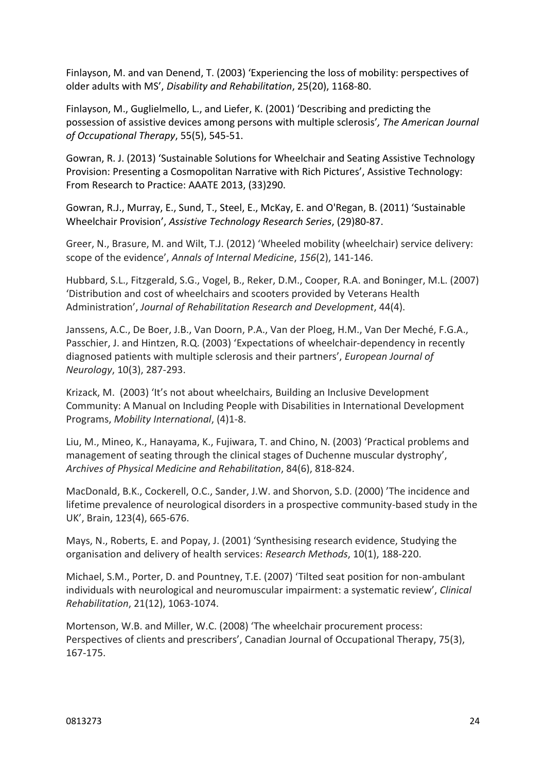Finlayson, M. and van Denend, T. (2003) 'Experiencing the loss of mobility: perspectives of older adults with MS', *Disability and Rehabilitation*, 25(20), 1168-80.

Finlayson, M., Guglielmello, L., and Liefer, K. (2001) 'Describing and predicting the possession of assistive devices among persons with multiple sclerosis'*, The American Journal of Occupational Therapy*, 55(5), 545-51.

Gowran, R. J. (2013) 'Sustainable Solutions for Wheelchair and Seating Assistive Technology Provision: Presenting a Cosmopolitan Narrative with Rich Pictures', Assistive Technology: From Research to Practice: AAATE 2013, (33)290.

Gowran, R.J., Murray, E., Sund, T., Steel, E., McKay, E. and O'Regan, B. (2011) 'Sustainable Wheelchair Provision', *Assistive Technology Research Series*, (29)80-87.

Greer, N., Brasure, M. and Wilt, T.J. (2012) 'Wheeled mobility (wheelchair) service delivery: scope of the evidence', *Annals of Internal Medicine*, *156*(2), 141-146.

Hubbard, S.L., Fitzgerald, S.G., Vogel, B., Reker, D.M., Cooper, R.A. and Boninger, M.L. (2007) 'Distribution and cost of wheelchairs and scooters provided by Veterans Health Administration', *Journal of Rehabilitation Research and Development*, 44(4).

Janssens, A.C., De Boer, J.B., Van Doorn, P.A., Van der Ploeg, H.M., Van Der Meché, F.G.A., Passchier, J. and Hintzen, R.Q. (2003) 'Expectations of wheelchair-dependency in recently diagnosed patients with multiple sclerosis and their partners', *European Journal of Neurology*, 10(3), 287-293.

Krizack, M. (2003) 'It's not about wheelchairs, Building an Inclusive Development Community: A Manual on Including People with Disabilities in International Development Programs, *Mobility International*, (4)1-8.

Liu, M., Mineo, K., Hanayama, K., Fujiwara, T. and Chino, N. (2003) 'Practical problems and management of seating through the clinical stages of Duchenne muscular dystrophy', *Archives of Physical Medicine and Rehabilitation*, 84(6), 818-824.

MacDonald, B.K., Cockerell, O.C., Sander, J.W. and Shorvon, S.D. (2000) 'The incidence and lifetime prevalence of neurological disorders in a prospective community-based study in the UK', Brain, 123(4), 665-676.

Mays, N., Roberts, E. and Popay, J. (2001) 'Synthesising research evidence, Studying the organisation and delivery of health services: *Research Methods*, 10(1), 188-220.

Michael, S.M., Porter, D. and Pountney, T.E. (2007) 'Tilted seat position for non-ambulant individuals with neurological and neuromuscular impairment: a systematic review', *Clinical Rehabilitation*, 21(12), 1063-1074.

Mortenson, W.B. and Miller, W.C. (2008) 'The wheelchair procurement process: Perspectives of clients and prescribers', Canadian Journal of Occupational Therapy, 75(3), 167-175.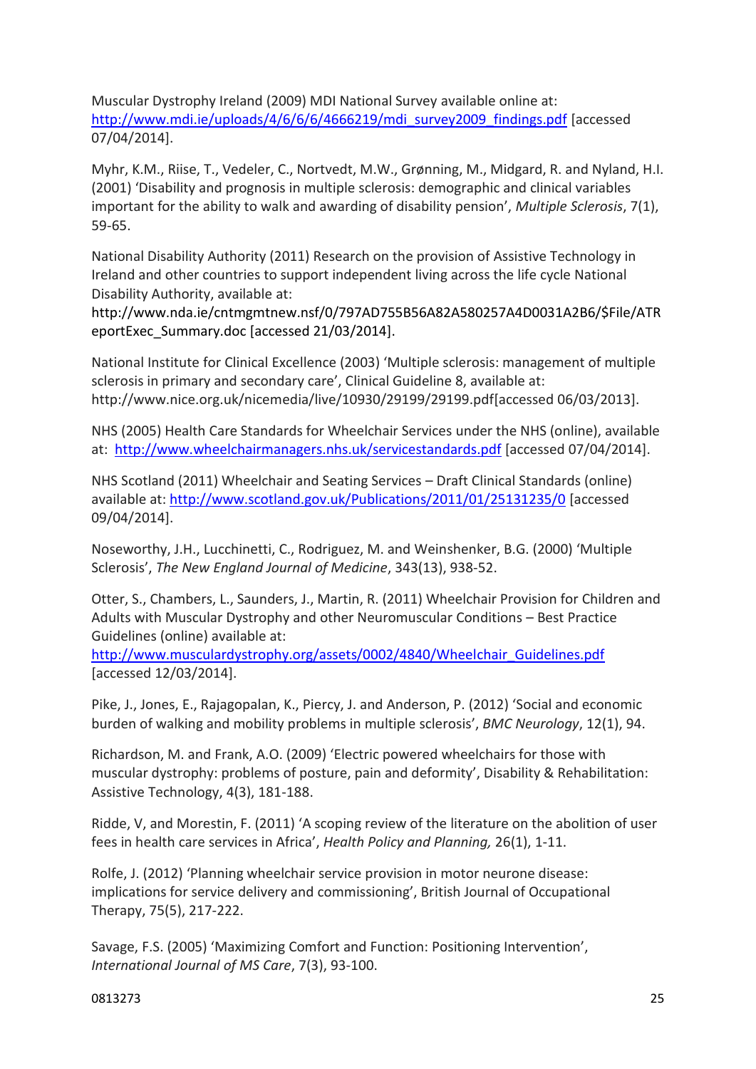Muscular Dystrophy Ireland (2009) MDI National Survey available online at: http://www.mdi.ie/uploads/4/6/6/6/4666219/mdi_survey2009_findings.pdf [accessed 07/04/2014].

Myhr, K.M., Riise, T., Vedeler, C., Nortvedt, M.W., Grønning, M., Midgard, R. and Nyland, H.I. (2001) 'Disability and prognosis in multiple sclerosis: demographic and clinical variables important for the ability to walk and awarding of disability pension', *Multiple Sclerosis*, 7(1), 59-65.

National Disability Authority (2011) Research on the provision of Assistive Technology in Ireland and other countries to support independent living across the life cycle National Disability Authority, available at: http://www.nda.ie/cntmgmtnew.nsf/0/797AD755B56A82A580257A4D0031A2B6/$File/ATReportExec_Summary.doc [accessed 21/03/2014].

National Institute for Clinical Excellence (2003) 'Multiple sclerosis: management of multiple sclerosis in primary and secondary care', Clinical Guideline 8, available at: http://www.nice.org.uk/nicemedia/live/10930/29199/29199.pdf[accessed 06/03/2013].

NHS (2005) Health Care Standards for Wheelchair Services under the NHS (online), available at: http://www.wheelchairmanagers.nhs.uk/servicestandards.pdf [accessed 07/04/2014].

NHS Scotland (2011) Wheelchair and Seating Services – Draft Clinical Standards (online) available at: http://www.scotland.gov.uk/Publications/2011/01/25131235/0 [accessed 09/04/2014].

Noseworthy, J.H., Lucchinetti, C., Rodriguez, M. and Weinshenker, B.G. (2000) 'Multiple Sclerosis', *The New England Journal of Medicine*, 343(13), 938-52.

Otter, S., Chambers, L., Saunders, J., Martin, R. (2011) Wheelchair Provision for Children and Adults with Muscular Dystrophy and other Neuromuscular Conditions – Best Practice Guidelines (online) available at: http://www.musculardystrophy.org/assets/0002/4840/Wheelchair_Guidelines.pdf [accessed 12/03/2014].

Pike, J., Jones, E., Rajagopalan, K., Piercy, J. and Anderson, P. (2012) 'Social and economic burden of walking and mobility problems in multiple sclerosis', *BMC Neurology*, 12(1), 94.

Richardson, M. and Frank, A.O. (2009) 'Electric powered wheelchairs for those with muscular dystrophy: problems of posture, pain and deformity', Disability & Rehabilitation: Assistive Technology, 4(3), 181-188.

Ridde, V, and Morestin, F. (2011) 'A scoping review of the literature on the abolition of user fees in health care services in Africa', *Health Policy and Planning,* 26(1), 1-11.

Rolfe, J. (2012) 'Planning wheelchair service provision in motor neurone disease: implications for service delivery and commissioning', British Journal of Occupational Therapy, 75(5), 217-222.

Savage, F.S. (2005) 'Maximizing Comfort and Function: Positioning Intervention', *International Journal of MS Care*, 7(3), 93-100.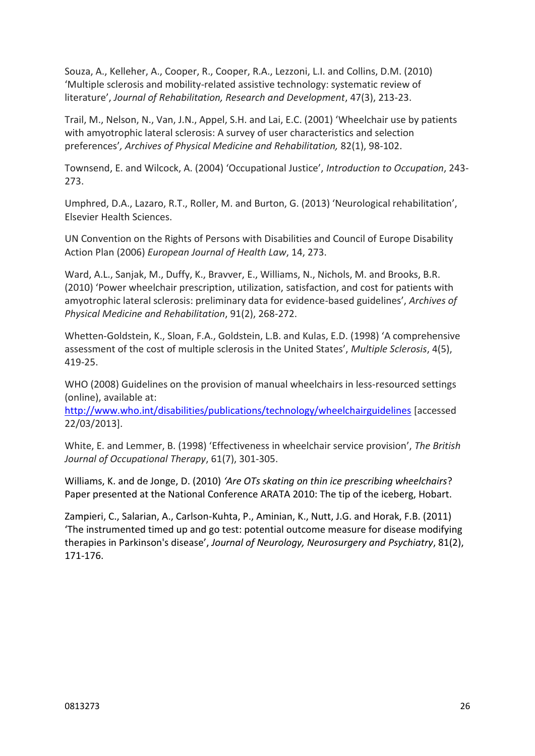Souza, A., Kelleher, A., Cooper, R., Cooper, R.A., Lezzoni, L.I. and Collins, D.M. (2010) 'Multiple sclerosis and mobility-related assistive technology: systematic review of literature', *Journal of Rehabilitation, Research and Development*, 47(3), 213-23.

Trail, M., Nelson, N., Van, J.N., Appel, S.H. and Lai, E.C. (2001) 'Wheelchair use by patients with amyotrophic lateral sclerosis: A survey of user characteristics and selection preferences'*, Archives of Physical Medicine and Rehabilitation,* 82(1), 98-102.

Townsend, E. and Wilcock, A. (2004) 'Occupational Justice', *Introduction to Occupation*, 243-273.

Umphred, D.A., Lazaro, R.T., Roller, M. and Burton, G. (2013) 'Neurological rehabilitation', Elsevier Health Sciences.

UN Convention on the Rights of Persons with Disabilities and Council of Europe Disability Action Plan (2006) *European Journal of Health Law*, 14, 273.

Ward, A.L., Sanjak, M., Duffy, K., Bravver, E., Williams, N., Nichols, M. and Brooks, B.R. (2010) 'Power wheelchair prescription, utilization, satisfaction, and cost for patients with amyotrophic lateral sclerosis: preliminary data for evidence-based guidelines', *Archives of Physical Medicine and Rehabilitation*, 91(2), 268-272.

Whetten-Goldstein, K., Sloan, F.A., Goldstein, L.B. and Kulas, E.D. (1998) 'A comprehensive assessment of the cost of multiple sclerosis in the United States', *Multiple Sclerosis*, 4(5), 419-25.

WHO (2008) Guidelines on the provision of manual wheelchairs in less-resourced settings (online), available at: [http://www.who.int/disabilities/publications/technology/wheelchairguidelines](http://www.who.int/disabilities/publications/technology/wheelchairguidelines) [accessed 22/03/2013].

White, E. and Lemmer, B. (1998) 'Effectiveness in wheelchair service provision', *The British Journal of Occupational Therapy*, 61(7), 301-305.

Williams, K. and de Jonge, D. (2010) *'Are OTs skating on thin ice prescribing wheelchairs*? Paper presented at the National Conference ARATA 2010: The tip of the iceberg, Hobart.

Zampieri, C., Salarian, A., Carlson-Kuhta, P., Aminian, K., Nutt, J.G. and Horak, F.B. (2011) 'The instrumented timed up and go test: potential outcome measure for disease modifying therapies in Parkinson's disease', *Journal of Neurology, Neurosurgery and Psychiatry*, 81(2), 171-176.